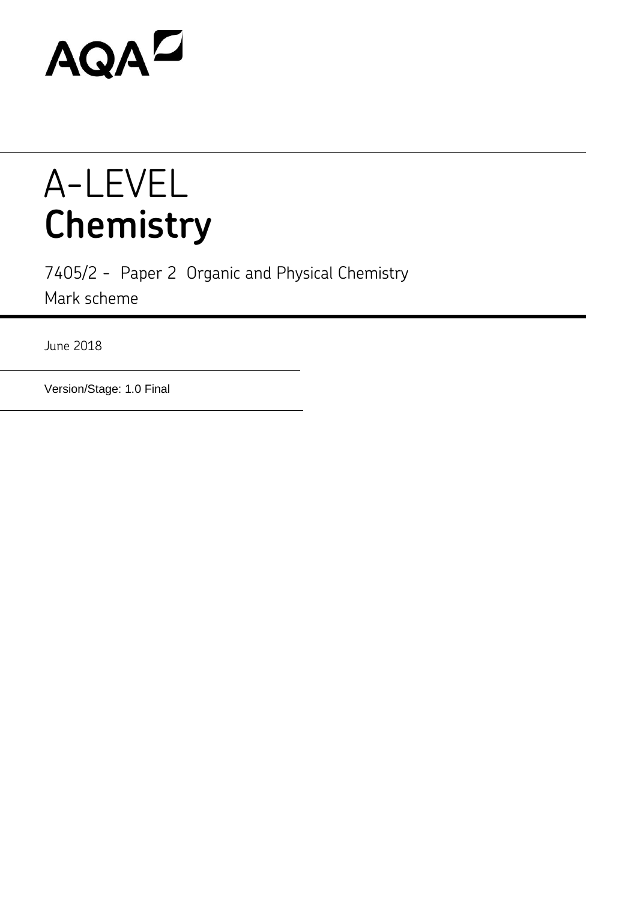AQA

# A-LEVEL
# **Chemistry**

7405/2 - Paper 2 Organic and Physical Chemistry
Mark scheme

June 2018

Version/Stage: 1.0 Final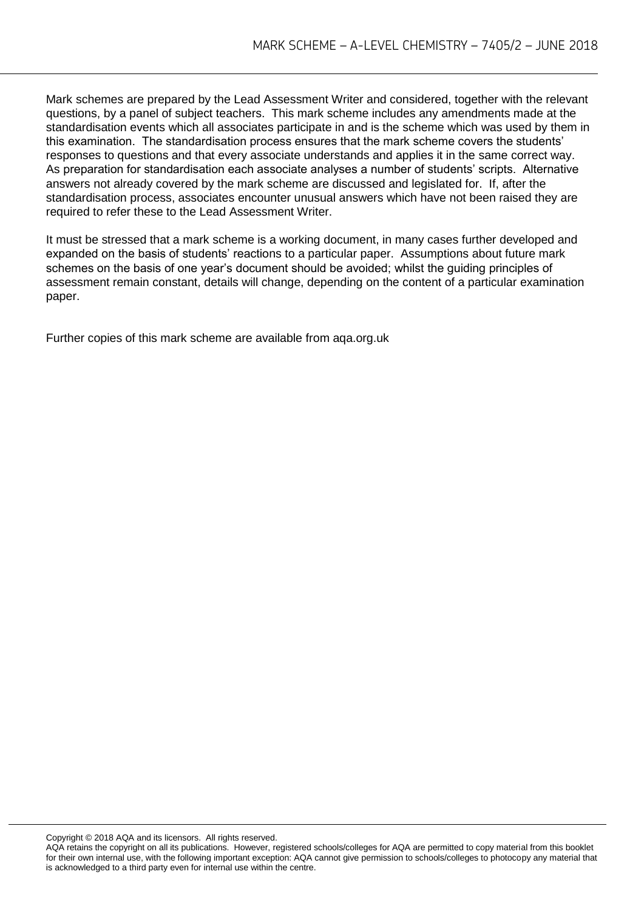Mark schemes are prepared by the Lead Assessment Writer and considered, together with the relevant questions, by a panel of subject teachers. This mark scheme includes any amendments made at the standardisation events which all associates participate in and is the scheme which was used by them in this examination. The standardisation process ensures that the mark scheme covers the students' responses to questions and that every associate understands and applies it in the same correct way. As preparation for standardisation each associate analyses a number of students' scripts. Alternative answers not already covered by the mark scheme are discussed and legislated for. If, after the standardisation process, associates encounter unusual answers which have not been raised they are required to refer these to the Lead Assessment Writer.

It must be stressed that a mark scheme is a working document, in many cases further developed and expanded on the basis of students' reactions to a particular paper. Assumptions about future mark schemes on the basis of one year's document should be avoided; whilst the guiding principles of assessment remain constant, details will change, depending on the content of a particular examination paper.

Further copies of this mark scheme are available from aqa.org.uk

Copyright © 2018 AQA and its licensors. All rights reserved.
AQA retains the copyright on all its publications. However, registered schools/colleges for AQA are permitted to copy material from this booklet for their own internal use, with the following important exception: AQA cannot give permission to schools/colleges to photocopy any material that is acknowledged to a third party even for internal use within the centre.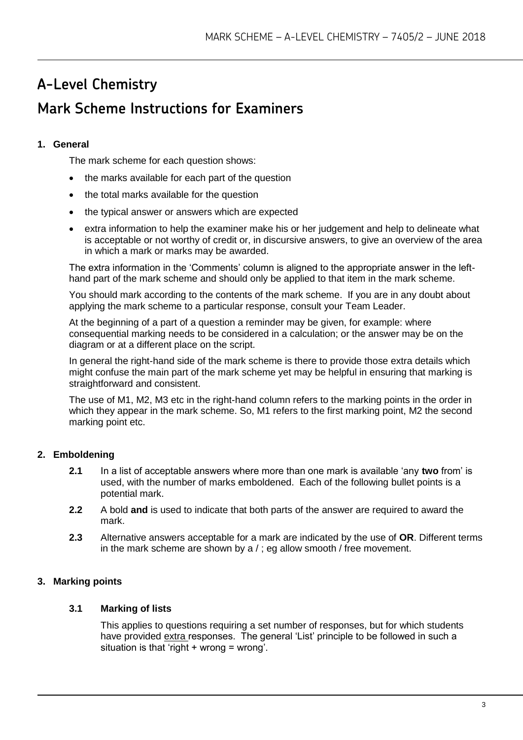# A-Level Chemistry

# Mark Scheme Instructions for Examiners

## 1. General

The mark scheme for each question shows:

- the marks available for each part of the question
- the total marks available for the question
- the typical answer or answers which are expected
- extra information to help the examiner make his or her judgement and help to delineate what is acceptable or not worthy of credit or, in discursive answers, to give an overview of the area in which a mark or marks may be awarded.

The extra information in the 'Comments' column is aligned to the appropriate answer in the left-hand part of the mark scheme and should only be applied to that item in the mark scheme.

You should mark according to the contents of the mark scheme. If you are in any doubt about applying the mark scheme to a particular response, consult your Team Leader.

At the beginning of a part of a question a reminder may be given, for example: where consequential marking needs to be considered in a calculation; or the answer may be on the diagram or at a different place on the script.

In general the right-hand side of the mark scheme is there to provide those extra details which might confuse the main part of the mark scheme yet may be helpful in ensuring that marking is straightforward and consistent.

The use of M1, M2, M3 etc in the right-hand column refers to the marking points in the order in which they appear in the mark scheme. So, M1 refers to the first marking point, M2 the second marking point etc.

## 2. Emboldening

**2.1** In a list of acceptable answers where more than one mark is available 'any **two** from' is used, with the number of marks emboldened. Each of the following bullet points is a potential mark.

**2.2** A bold **and** is used to indicate that both parts of the answer are required to award the mark.

**2.3** Alternative answers acceptable for a mark are indicated by the use of **OR**. Different terms in the mark scheme are shown by a / ; eg allow smooth / free movement.

## 3. Marking points

### 3.1 Marking of lists

This applies to questions requiring a set number of responses, but for which students have provided extra responses. The general 'List' principle to be followed in such a situation is that 'right + wrong = wrong'.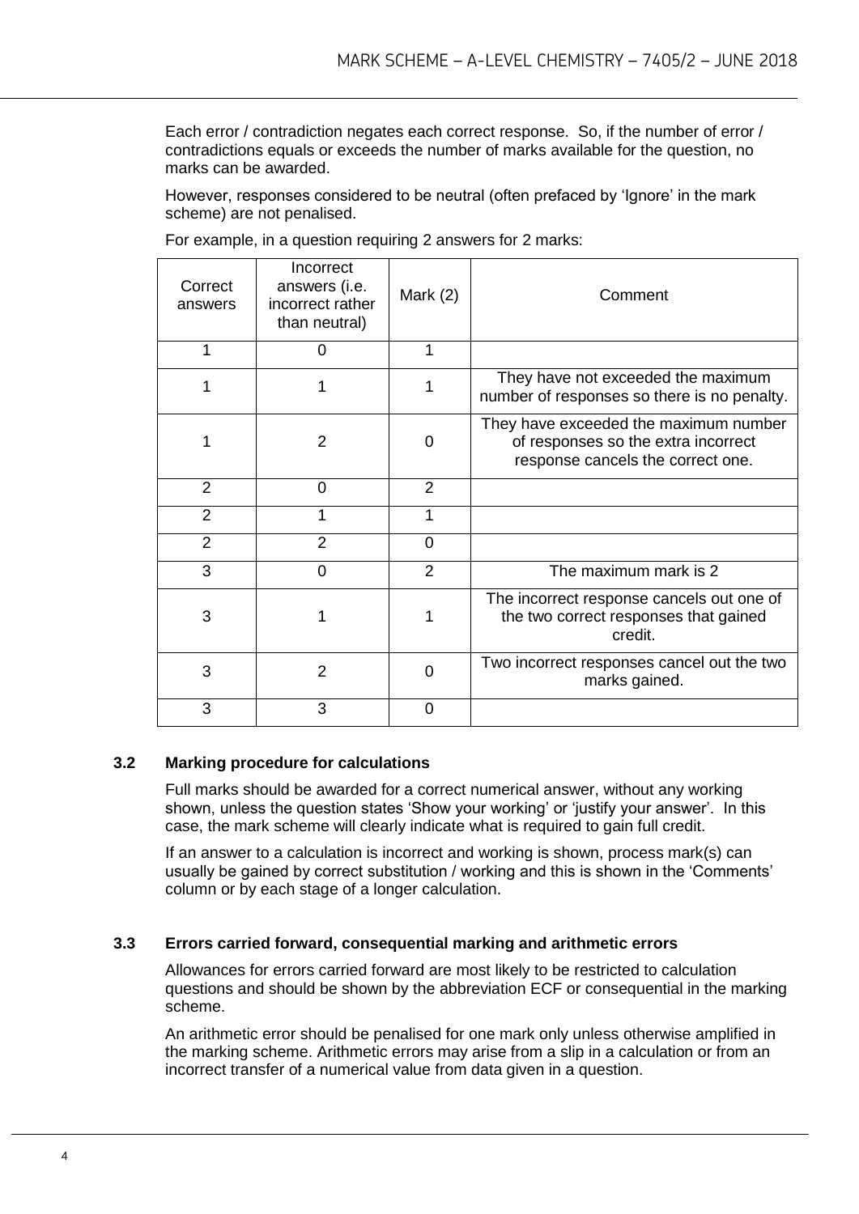Each error / contradiction negates each correct response. So, if the number of error / contradictions equals or exceeds the number of marks available for the question, no marks can be awarded.

However, responses considered to be neutral (often prefaced by 'Ignore' in the mark scheme) are not penalised.

For example, in a question requiring 2 answers for 2 marks:

| Correct answers | Incorrect answers (i.e. incorrect rather than neutral) | Mark (2) | Comment |
|---|---|---|---|
| 1 | 0 | 1 | |
| 1 | 1 | 1 | They have not exceeded the maximum number of responses so there is no penalty. |
| 1 | 2 | 0 | They have exceeded the maximum number of responses so the extra incorrect response cancels the correct one. |
| 2 | 0 | 2 | |
| 2 | 1 | 1 | |
| 2 | 2 | 0 | |
| 3 | 0 | 2 | The maximum mark is 2 |
| 3 | 1 | 1 | The incorrect response cancels out one of the two correct responses that gained credit. |
| 3 | 2 | 0 | Two incorrect responses cancel out the two marks gained. |
| 3 | 3 | 0 | |

### 3.2 Marking procedure for calculations

Full marks should be awarded for a correct numerical answer, without any working shown, unless the question states 'Show your working' or 'justify your answer'. In this case, the mark scheme will clearly indicate what is required to gain full credit.

If an answer to a calculation is incorrect and working is shown, process mark(s) can usually be gained by correct substitution / working and this is shown in the 'Comments' column or by each stage of a longer calculation.

### 3.3 Errors carried forward, consequential marking and arithmetic errors

Allowances for errors carried forward are most likely to be restricted to calculation questions and should be shown by the abbreviation ECF or consequential in the marking scheme.

An arithmetic error should be penalised for one mark only unless otherwise amplified in the marking scheme. Arithmetic errors may arise from a slip in a calculation or from an incorrect transfer of a numerical value from data given in a question.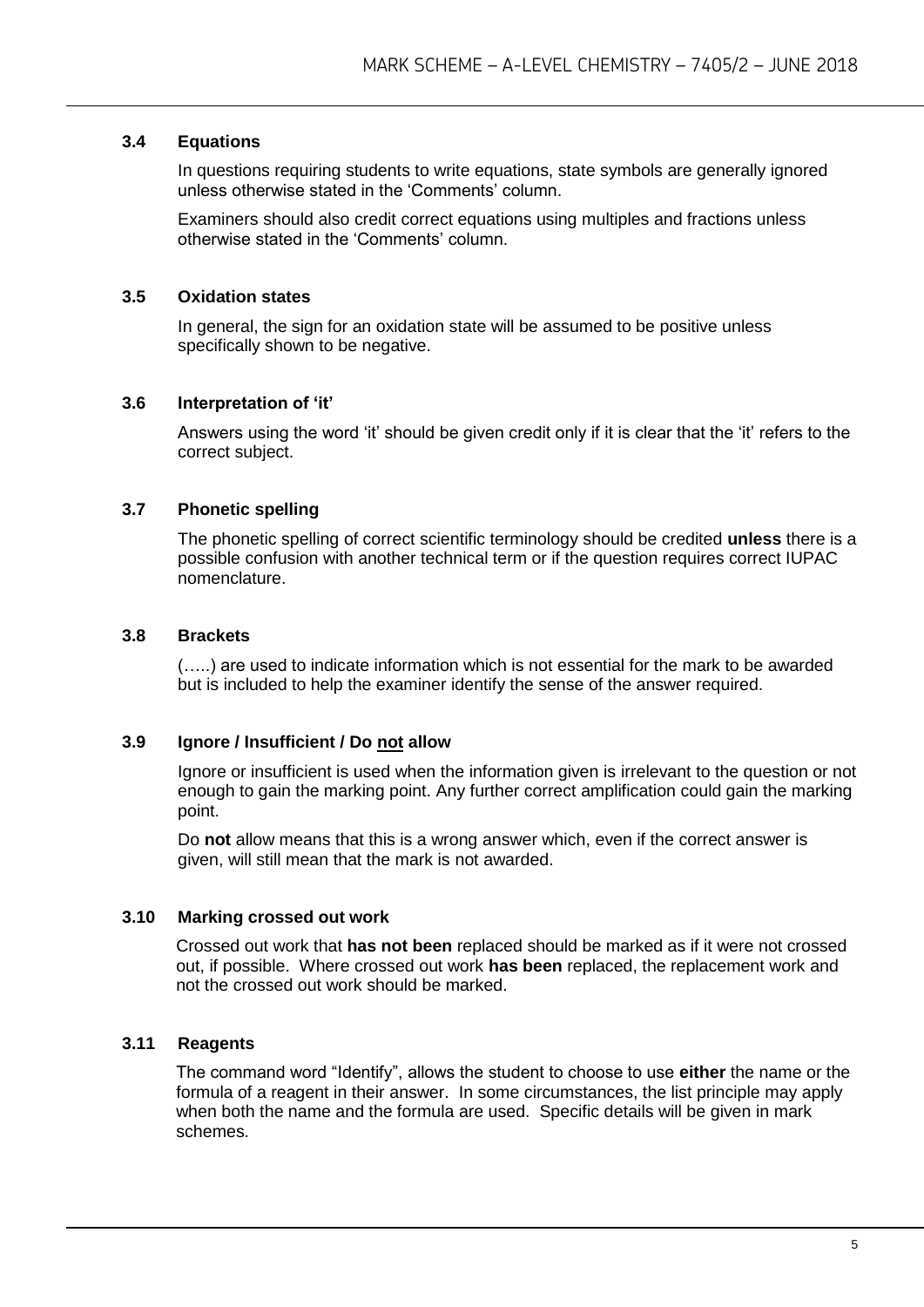### 3.4 Equations

In questions requiring students to write equations, state symbols are generally ignored unless otherwise stated in the 'Comments' column.

Examiners should also credit correct equations using multiples and fractions unless otherwise stated in the 'Comments' column.

### 3.5 Oxidation states

In general, the sign for an oxidation state will be assumed to be positive unless specifically shown to be negative.

### 3.6 Interpretation of 'it'

Answers using the word 'it' should be given credit only if it is clear that the 'it' refers to the correct subject.

### 3.7 Phonetic spelling

The phonetic spelling of correct scientific terminology should be credited **unless** there is a possible confusion with another technical term or if the question requires correct IUPAC nomenclature.

### 3.8 Brackets

(…..) are used to indicate information which is not essential for the mark to be awarded but is included to help the examiner identify the sense of the answer required.

### 3.9 Ignore / Insufficient / Do not allow

Ignore or insufficient is used when the information given is irrelevant to the question or not enough to gain the marking point. Any further correct amplification could gain the marking point.

Do **not** allow means that this is a wrong answer which, even if the correct answer is given, will still mean that the mark is not awarded.

### 3.10 Marking crossed out work

Crossed out work that **has not been** replaced should be marked as if it were not crossed out, if possible. Where crossed out work **has been** replaced, the replacement work and not the crossed out work should be marked.

### 3.11 Reagents

The command word "Identify", allows the student to choose to use **either** the name or the formula of a reagent in their answer. In some circumstances, the list principle may apply when both the name and the formula are used. Specific details will be given in mark schemes.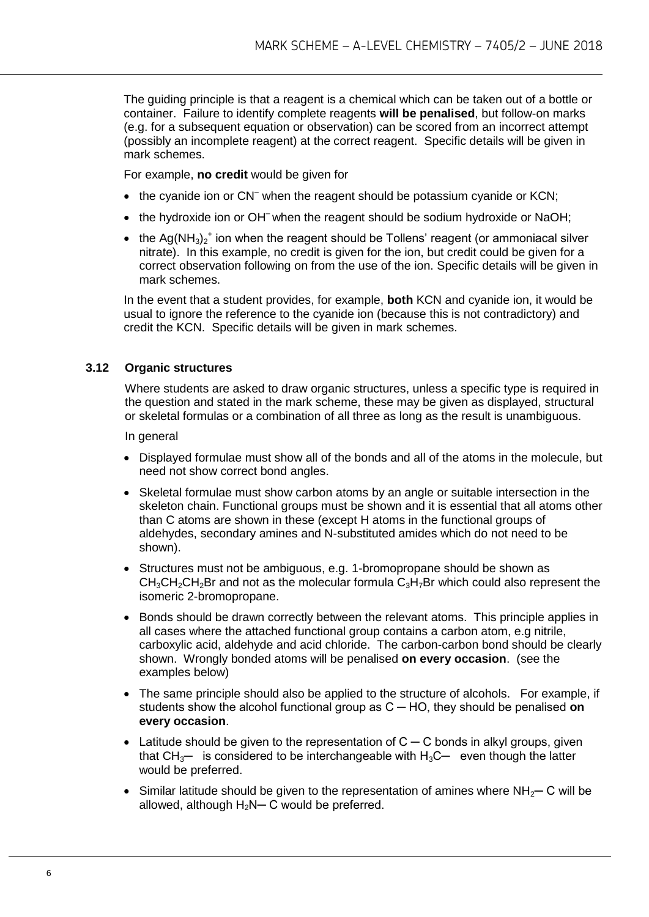The guiding principle is that a reagent is a chemical which can be taken out of a bottle or container. Failure to identify complete reagents **will be penalised**, but follow-on marks (e.g. for a subsequent equation or observation) can be scored from an incorrect attempt (possibly an incomplete reagent) at the correct reagent. Specific details will be given in mark schemes.

For example, **no credit** would be given for

- the cyanide ion or $CN^–$ when the reagent should be potassium cyanide or KCN;
- the hydroxide ion or $OH^–$ when the reagent should be sodium hydroxide or NaOH;
- the $Ag(NH_3)_2^+$ ion when the reagent should be Tollens' reagent (or ammoniacal silver nitrate). In this example, no credit is given for the ion, but credit could be given for a correct observation following on from the use of the ion. Specific details will be given in mark schemes.

In the event that a student provides, for example, **both** KCN and cyanide ion, it would be usual to ignore the reference to the cyanide ion (because this is not contradictory) and credit the KCN. Specific details will be given in mark schemes.

### 3.12 Organic structures

Where students are asked to draw organic structures, unless a specific type is required in the question and stated in the mark scheme, these may be given as displayed, structural or skeletal formulas or a combination of all three as long as the result is unambiguous.

In general

- Displayed formulae must show all of the bonds and all of the atoms in the molecule, but need not show correct bond angles.
- Skeletal formulae must show carbon atoms by an angle or suitable intersection in the skeleton chain. Functional groups must be shown and it is essential that all atoms other than C atoms are shown in these (except H atoms in the functional groups of aldehydes, secondary amines and N-substituted amides which do not need to be shown).
- Structures must not be ambiguous, e.g. 1-bromopropane should be shown as $CH_3CH_2CH_2Br$ and not as the molecular formula $C_3H_7Br$ which could also represent the isomeric 2-bromopropane.
- Bonds should be drawn correctly between the relevant atoms. This principle applies in all cases where the attached functional group contains a carbon atom, e.g nitrile, carboxylic acid, aldehyde and acid chloride. The carbon-carbon bond should be clearly shown. Wrongly bonded atoms will be penalised **on every occasion**. (see the examples below)
- The same principle should also be applied to the structure of alcohols. For example, if students show the alcohol functional group as C ─ HO, they should be penalised **on every occasion**.
- Latitude should be given to the representation of C ─ C bonds in alkyl groups, given that $CH_3$─ is considered to be interchangeable with $H_3C$─ even though the latter would be preferred.
- Similar latitude should be given to the representation of amines where $NH_2$─ C will be allowed, although $H_2N$─ C would be preferred.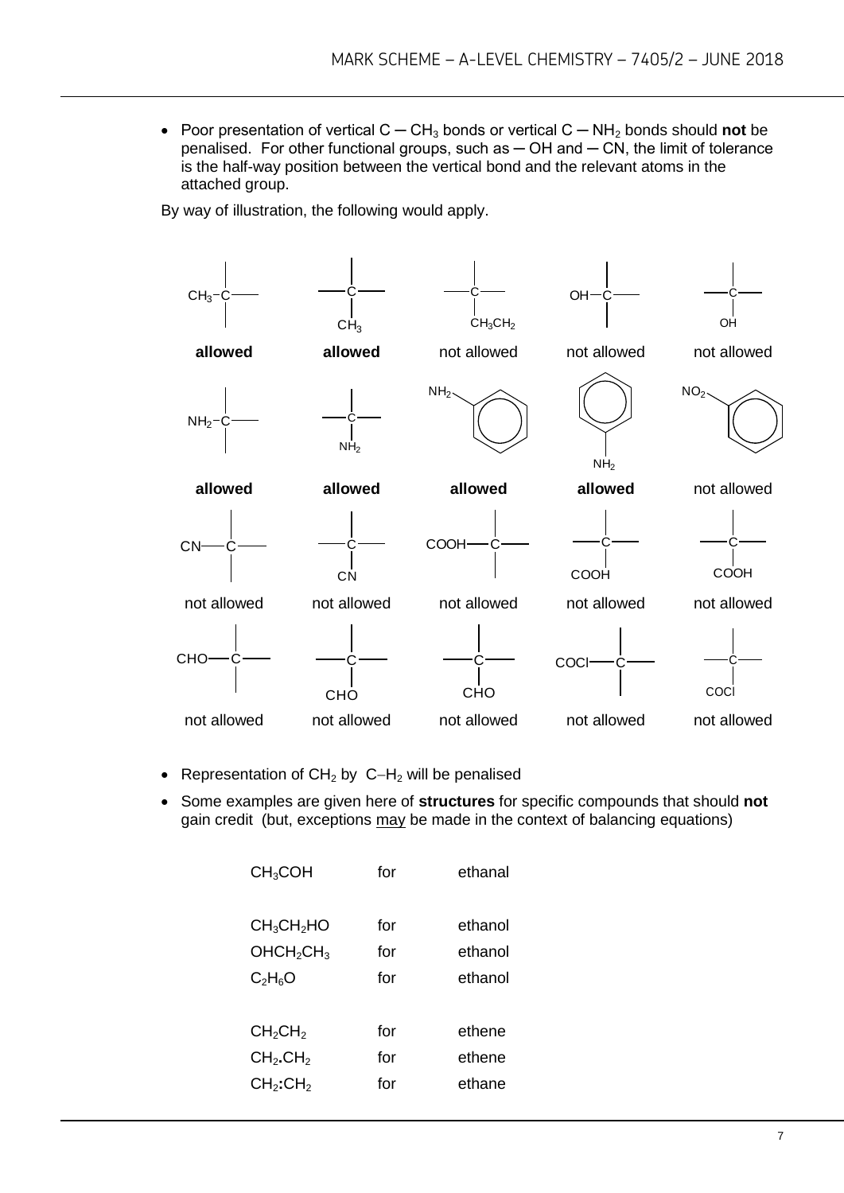- Poor presentation of vertical $C - CH_3$ bonds or vertical $C - NH_2$ bonds should **not** be penalised. For other functional groups, such as $-OH$ and $-CN$, the limit of tolerance is the half-way position between the vertical bond and the relevant atoms in the attached group.

By way of illustration, the following would apply.

| Structure | Structure | Structure | Structure | Structure |
|---|---|---|---|---|
| $CH_3-C$ (horizontal) | C with $CH_3$ below | C with $CH_3CH_2$ below | $OH-C$ (horizontal) | C with OH below |
| **allowed** | **allowed** | not allowed | not allowed | not allowed |
| $NH_2-C$ (horizontal) | C with $NH_2$ below | $NH_2$ on benzene ring | benzene ring with $NH_2$ below | $NO_2$ on benzene ring |
| **allowed** | **allowed** | **allowed** | **allowed** | not allowed |
| $CN-C$ (horizontal) | C with CN below | $COOH-C$ (horizontal) | C with COOH below | C with COOH below |
| not allowed | not allowed | not allowed | not allowed | not allowed |
| $CHO-C$ (horizontal) | C with CHO below | C with CHO below | $COCl-C$ (horizontal) | C with COCl below |
| not allowed | not allowed | not allowed | not allowed | not allowed |

- Representation of $CH_2$ by $C-H_2$ will be penalised
- Some examples are given here of **structures** for specific compounds that should **not** gain credit (but, exceptions may be made in the context of balancing equations)

| | | |
|---|---|---|
| $CH_3COH$ | for | ethanal |
| $CH_3CH_2HO$ | for | ethanol |
| $OHCH_2CH_3$ | for | ethanol |
| $C_2H_6O$ | for | ethanol |
| $CH_2CH_2$ | for | ethene |
| $CH_2.CH_2$ | for | ethene |
| $CH_2:CH_2$ | for | ethane |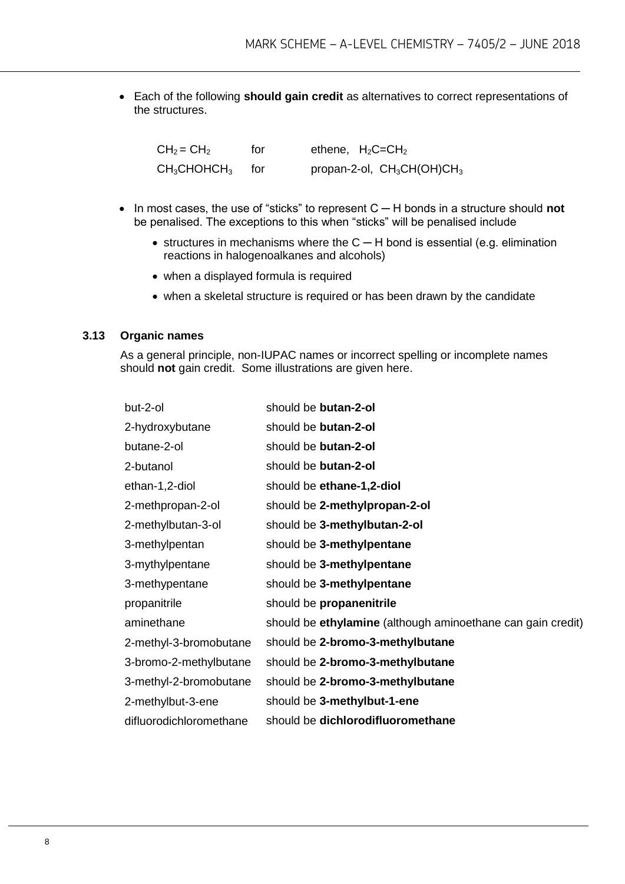- Each of the following **should gain credit** as alternatives to correct representations of the structures.

| | | |
|---|---|---|
| $CH_2 = CH_2$ | for | ethene, $H_2C{=}CH_2$ |
| $CH_3CHOHCH_3$ | for | propan-2-ol, $CH_3CH(OH)CH_3$ |

- In most cases, the use of "sticks" to represent C ─ H bonds in a structure should **not** be penalised. The exceptions to this when "sticks" will be penalised include
  - structures in mechanisms where the C ─ H bond is essential (e.g. elimination reactions in halogenoalkanes and alcohols)
  - when a displayed formula is required
  - when a skeletal structure is required or has been drawn by the candidate

### 3.13 Organic names

As a general principle, non-IUPAC names or incorrect spelling or incomplete names should **not** gain credit. Some illustrations are given here.

| | |
|---|---|
| but-2-ol | should be **butan-2-ol** |
| 2-hydroxybutane | should be **butan-2-ol** |
| butane-2-ol | should be **butan-2-ol** |
| 2-butanol | should be **butan-2-ol** |
| ethan-1,2-diol | should be **ethane-1,2-diol** |
| 2-methpropan-2-ol | should be **2-methylpropan-2-ol** |
| 2-methylbutan-3-ol | should be **3-methylbutan-2-ol** |
| 3-methylpentan | should be **3-methylpentane** |
| 3-mythylpentane | should be **3-methylpentane** |
| 3-methypentane | should be **3-methylpentane** |
| propanitrile | should be **propanenitrile** |
| aminethane | should be **ethylamine** (although aminoethane can gain credit) |
| 2-methyl-3-bromobutane | should be **2-bromo-3-methylbutane** |
| 3-bromo-2-methylbutane | should be **2-bromo-3-methylbutane** |
| 3-methyl-2-bromobutane | should be **2-bromo-3-methylbutane** |
| 2-methylbut-3-ene | should be **3-methylbut-1-ene** |
| difluorodichloromethane | should be **dichlorodifluoromethane** |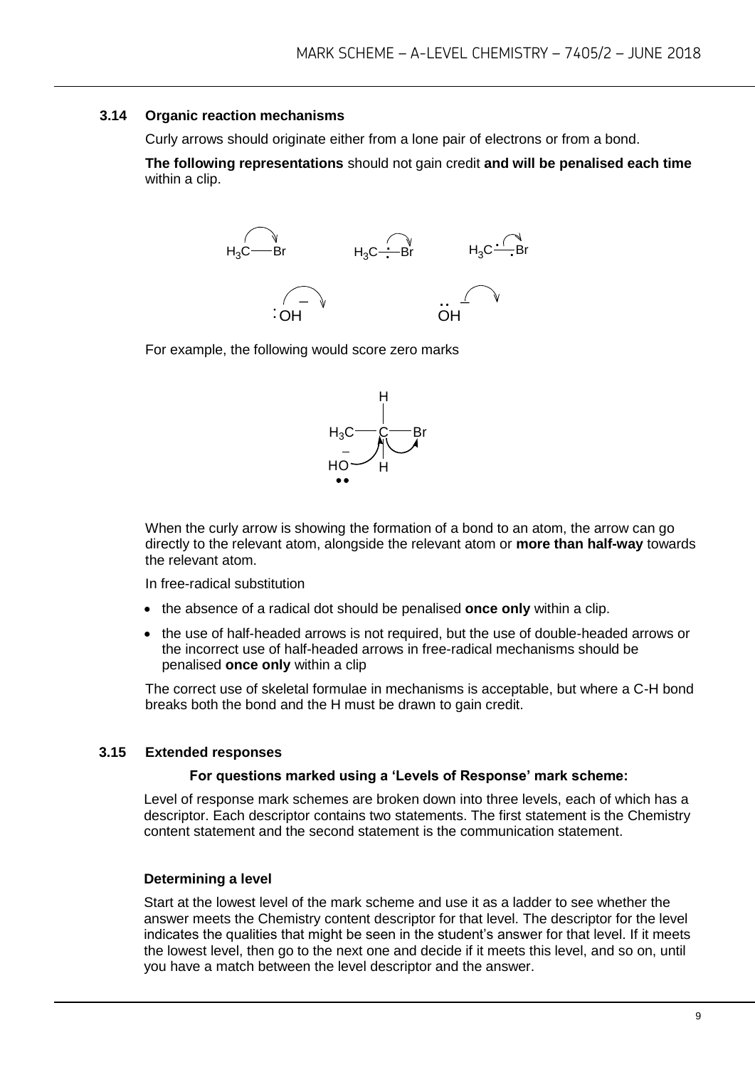### 3.14 Organic reaction mechanisms

Curly arrows should originate either from a lone pair of electrons or from a bond.

**The following representations** should not gain credit **and will be penalised each time** within a clip.

For example, the following would score zero marks

When the curly arrow is showing the formation of a bond to an atom, the arrow can go directly to the relevant atom, alongside the relevant atom or **more than half-way** towards the relevant atom.

In free-radical substitution

- the absence of a radical dot should be penalised **once only** within a clip.
- the use of half-headed arrows is not required, but the use of double-headed arrows or the incorrect use of half-headed arrows in free-radical mechanisms should be penalised **once only** within a clip

The correct use of skeletal formulae in mechanisms is acceptable, but where a C-H bond breaks both the bond and the H must be drawn to gain credit.

### 3.15 Extended responses

**For questions marked using a 'Levels of Response' mark scheme:**

Level of response mark schemes are broken down into three levels, each of which has a descriptor. Each descriptor contains two statements. The first statement is the Chemistry content statement and the second statement is the communication statement.

**Determining a level**

Start at the lowest level of the mark scheme and use it as a ladder to see whether the answer meets the Chemistry content descriptor for that level. The descriptor for the level indicates the qualities that might be seen in the student's answer for that level. If it meets the lowest level, then go to the next one and decide if it meets this level, and so on, until you have a match between the level descriptor and the answer.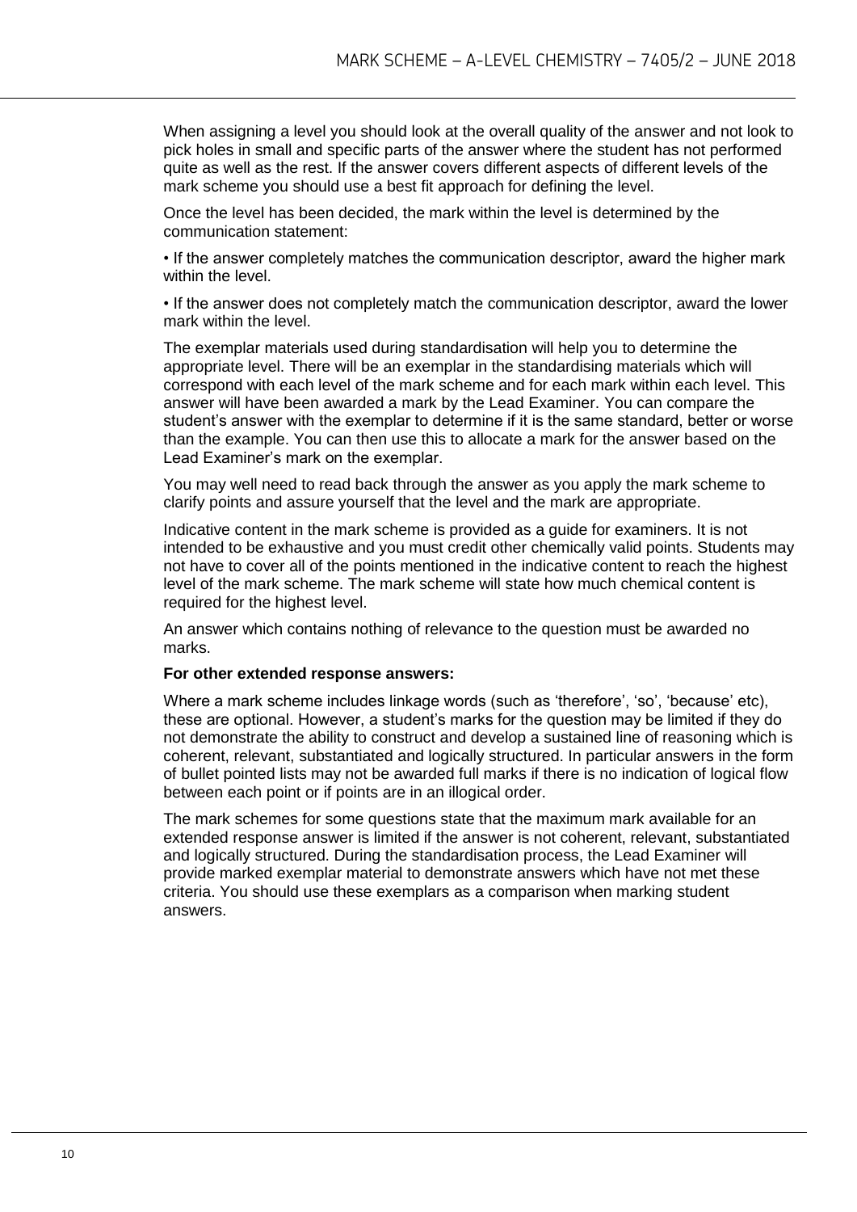When assigning a level you should look at the overall quality of the answer and not look to pick holes in small and specific parts of the answer where the student has not performed quite as well as the rest. If the answer covers different aspects of different levels of the mark scheme you should use a best fit approach for defining the level.

Once the level has been decided, the mark within the level is determined by the communication statement:

• If the answer completely matches the communication descriptor, award the higher mark within the level.

• If the answer does not completely match the communication descriptor, award the lower mark within the level.

The exemplar materials used during standardisation will help you to determine the appropriate level. There will be an exemplar in the standardising materials which will correspond with each level of the mark scheme and for each mark within each level. This answer will have been awarded a mark by the Lead Examiner. You can compare the student's answer with the exemplar to determine if it is the same standard, better or worse than the example. You can then use this to allocate a mark for the answer based on the Lead Examiner's mark on the exemplar.

You may well need to read back through the answer as you apply the mark scheme to clarify points and assure yourself that the level and the mark are appropriate.

Indicative content in the mark scheme is provided as a guide for examiners. It is not intended to be exhaustive and you must credit other chemically valid points. Students may not have to cover all of the points mentioned in the indicative content to reach the highest level of the mark scheme. The mark scheme will state how much chemical content is required for the highest level.

An answer which contains nothing of relevance to the question must be awarded no marks.

**For other extended response answers:**

Where a mark scheme includes linkage words (such as 'therefore', 'so', 'because' etc), these are optional. However, a student's marks for the question may be limited if they do not demonstrate the ability to construct and develop a sustained line of reasoning which is coherent, relevant, substantiated and logically structured. In particular answers in the form of bullet pointed lists may not be awarded full marks if there is no indication of logical flow between each point or if points are in an illogical order.

The mark schemes for some questions state that the maximum mark available for an extended response answer is limited if the answer is not coherent, relevant, substantiated and logically structured. During the standardisation process, the Lead Examiner will provide marked exemplar material to demonstrate answers which have not met these criteria. You should use these exemplars as a comparison when marking student answers.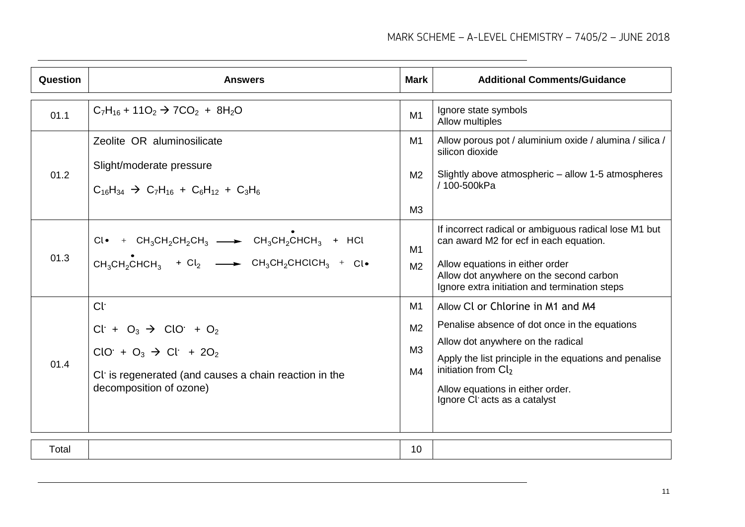| Question | Answers | Mark | Additional Comments/Guidance |
|---|---|---|---|
| 01.1 | $C_7H_{16} + 11O_2 \rightarrow 7CO_2 + 8H_2O$ | M1 | Ignore state symbols<br>Allow multiples |
| 01.2 | Zeolite OR aluminosilicate<br><br>Slight/moderate pressure<br><br>$C_{16}H_{34} \rightarrow C_7H_{16} + C_6H_{12} + C_3H_6$ | M1<br><br>M2<br><br>M3 | Allow porous pot / aluminium oxide / alumina / silica / silicon dioxide<br><br>Slightly above atmospheric – allow 1-5 atmospheres / 100-500kPa |
| 01.3 | $Cl\bullet + CH_3CH_2CH_2CH_3 \longrightarrow CH_3CH_2\dot{C}HCH_3 + HCl$<br><br>$CH_3CH_2\dot{C}HCH_3 + Cl_2 \longrightarrow CH_3CH_2CHClCH_3 + Cl\bullet$ | M1<br><br>M2 | If incorrect radical or ambiguous radical lose M1 but can award M2 for ecf in each equation.<br><br>Allow equations in either order<br>Allow dot anywhere on the second carbon<br>Ignore extra initiation and termination steps |
| 01.4 | $Cl^{\cdot}$<br><br>$Cl^{\cdot} + O_3 \rightarrow ClO^{\cdot} + O_2$<br><br>$ClO^{\cdot} + O_3 \rightarrow Cl^{\cdot} + 2O_2$<br><br>$Cl^{\cdot}$ is regenerated (and causes a chain reaction in the decomposition of ozone) | M1<br><br>M2<br><br>M3<br><br>M4 | Allow Cl or Chlorine in M1 and M4<br><br>Penalise absence of dot once in the equations<br><br>Allow dot anywhere on the radical<br><br>Apply the list principle in the equations and penalise initiation from $Cl_2$<br><br>Allow equations in either order.<br>Ignore $Cl^{\cdot}$ acts as a catalyst |
| Total | | 10 | |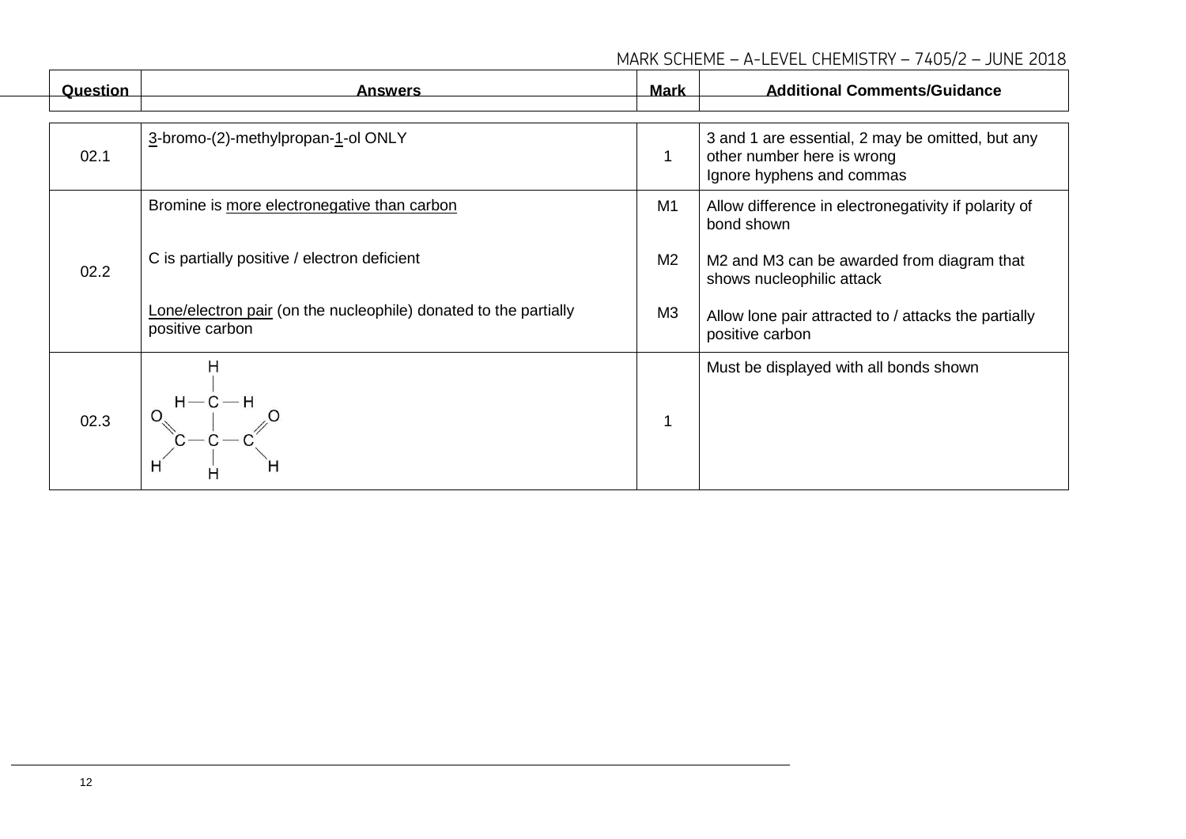| Question | Answers | Mark | Additional Comments/Guidance |
|---|---|---|---|
| 02.1 | <u>3</u>-bromo-(2)-methylpropan-<u>1</u>-ol ONLY | 1 | 3 and 1 are essential, 2 may be omitted, but any other number here is wrong<br>Ignore hyphens and commas |
| 02.2 | Bromine is <u>more electronegative than carbon</u><br><br>C is partially positive / electron deficient<br><br><u>Lone/electron pair</u> (on the nucleophile) donated to the partially positive carbon | M1<br><br>M2<br><br>M3 | Allow difference in electronegativity if polarity of bond shown<br><br>M2 and M3 can be awarded from diagram that shows nucleophilic attack<br><br>Allow lone pair attracted to / attacks the partially positive carbon |
| 02.3 | Displayed formula: central C bonded to H (below), to a $CH_3$ group (drawn as C with three H, above), and to two CHO groups (each C with =O and –H), i.e. $OHC–CH(CH_3)–CHO$ | 1 | Must be displayed with all bonds shown |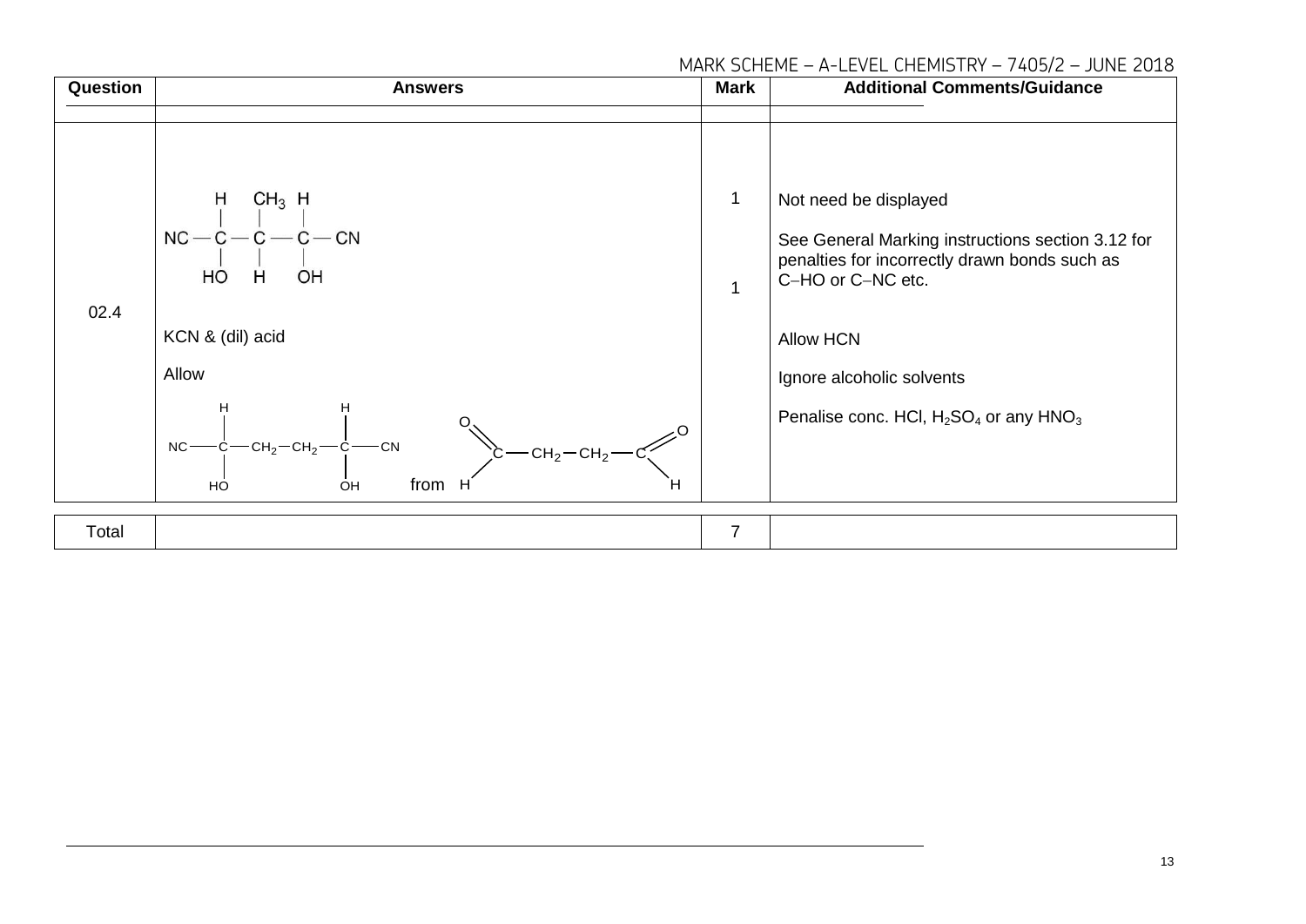| Question | Answers | Mark | Additional Comments/Guidance |
| --- | --- | --- | --- |
| 02.4 | NC–CH(OH)–CH($CH_3$)–CH(OH)–CN (displayed: $NC-C(H)(HO)-C(CH_3)(H)-C(H)(OH)-CN$) | 1 | Not need be displayed<br><br>See General Marking instructions section 3.12 for penalties for incorrectly drawn bonds such as C−HO or C−NC etc. |
| | KCN & (dil) acid | 1 | Allow HCN<br><br>Ignore alcoholic solvents<br><br>Penalise conc. HCl, $H_2SO_4$ or any $HNO_3$ |
| | Allow<br>$NC-CH(OH)-CH_2-CH_2-CH(OH)-CN$ from $OHC-CH_2-CH_2-CHO$ | | |
| Total | | 7 | |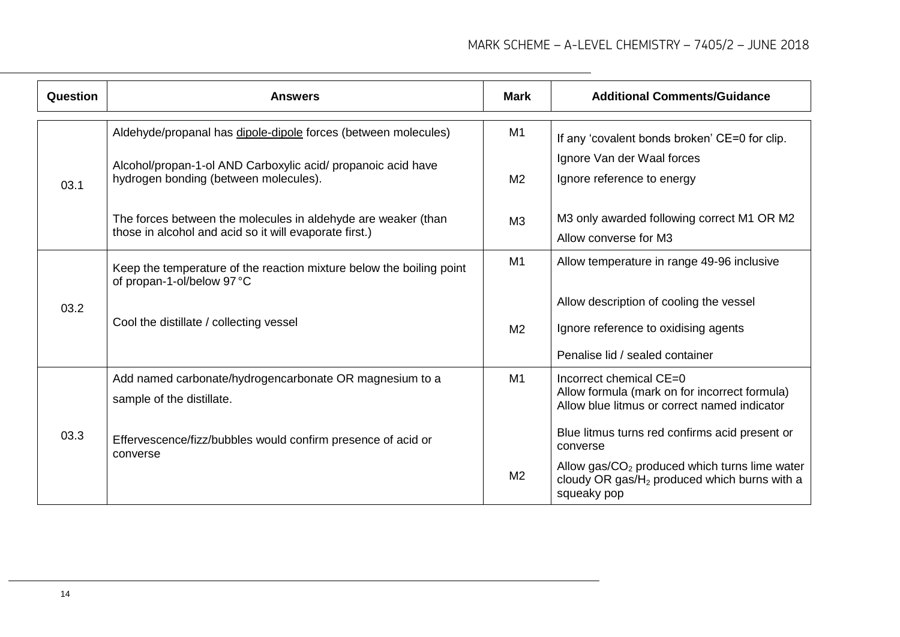| Question | Answers | Mark | Additional Comments/Guidance |
|---|---|---|---|
| 03.1 | Aldehyde/propanal has <u>dipole-dipole</u> forces (between molecules)<br><br>Alcohol/propan-1-ol AND Carboxylic acid/ propanoic acid have hydrogen bonding (between molecules).<br><br>The forces between the molecules in aldehyde are weaker (than those in alcohol and acid so it will evaporate first.) | M1<br><br>M2<br><br>M3 | If any 'covalent bonds broken' CE=0 for clip.<br>Ignore Van der Waal forces<br>Ignore reference to energy<br><br>M3 only awarded following correct M1 OR M2<br>Allow converse for M3 |
| 03.2 | Keep the temperature of the reaction mixture below the boiling point of propan-1-ol/below 97 °C<br><br>Cool the distillate / collecting vessel | M1<br><br>M2 | Allow temperature in range 49-96 inclusive<br><br>Allow description of cooling the vessel<br>Ignore reference to oxidising agents<br>Penalise lid / sealed container |
| 03.3 | Add named carbonate/hydrogencarbonate OR magnesium to a sample of the distillate.<br><br>Effervescence/fizz/bubbles would confirm presence of acid or converse | M1<br><br>M2 | Incorrect chemical CE=0<br>Allow formula (mark on for incorrect formula)<br>Allow blue litmus or correct named indicator<br>Blue litmus turns red confirms acid present or converse<br>Allow gas/$CO_2$ produced which turns lime water cloudy OR gas/$H_2$ produced which burns with a squeaky pop |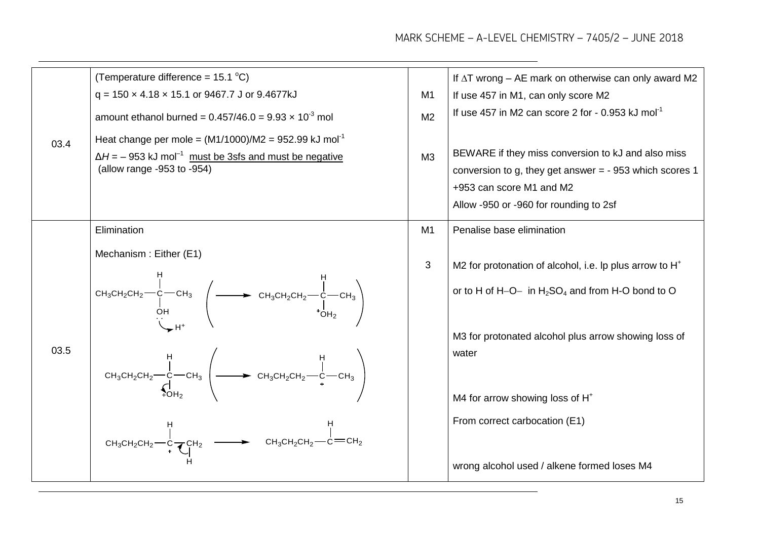| Question | Answers | Marks | Additional comments/Guidance |
| --- | --- | --- | --- |
| 03.4 | (Temperature difference = 15.1 °C)<br>q = 150 × 4.18 × 15.1 or 9467.7 J or 9.4677kJ<br>amount ethanol burned = 0.457/46.0 = 9.93 × $10^{-3}$ mol<br>Heat change per mole = (M1/1000)/M2 = 952.99 kJ $mol^{-1}$<br>$\Delta H$ = – 953 kJ $mol^{-1}$ must be 3sfs and must be negative<br>(allow range -953 to -954) | <br>M1<br>M2<br><br>M3 | If $\Delta$T wrong – AE mark on otherwise can only award M2<br>If use 457 in M1, can only score M2<br>If use 457 in M2 can score 2 for - 0.953 kJ $mol^{-1}$<br><br>BEWARE if they miss conversion to kJ and also miss conversion to g, they get answer = - 953 which scores 1<br>+953 can score M1 and M2<br>Allow -950 or -960 for rounding to 2sf |
| 03.5 | Elimination<br><br>Mechanism : Either (E1)<br><br>$CH_3CH_2CH_2$–CH(OH)–$CH_3$ (lone pair on O, curly arrow to $H^+$) ( ⟶ $CH_3CH_2CH_2$–CH($^+OH_2$)–$CH_3$ )<br><br>$CH_3CH_2CH_2$–CH($^+OH_2$)–$CH_3$ (curly arrow showing loss of water) ( ⟶ $CH_3CH_2CH_2$–$C^+$H–$CH_3$ )<br><br>$CH_3CH_2CH_2$–$C^+$H–$CH_2$–H (curly arrow from C–H bond) ⟶ $CH_3CH_2CH_2$–CH=$CH_2$ | M1<br><br>3 | Penalise base elimination<br><br>M2 for protonation of alcohol, i.e. lp plus arrow to $H^+$ or to H of H–O– in $H_2SO_4$ and from H-O bond to O<br><br>M3 for protonated alcohol plus arrow showing loss of water<br><br>M4 for arrow showing loss of $H^+$<br>From correct carbocation (E1)<br><br>wrong alcohol used / alkene formed loses M4 |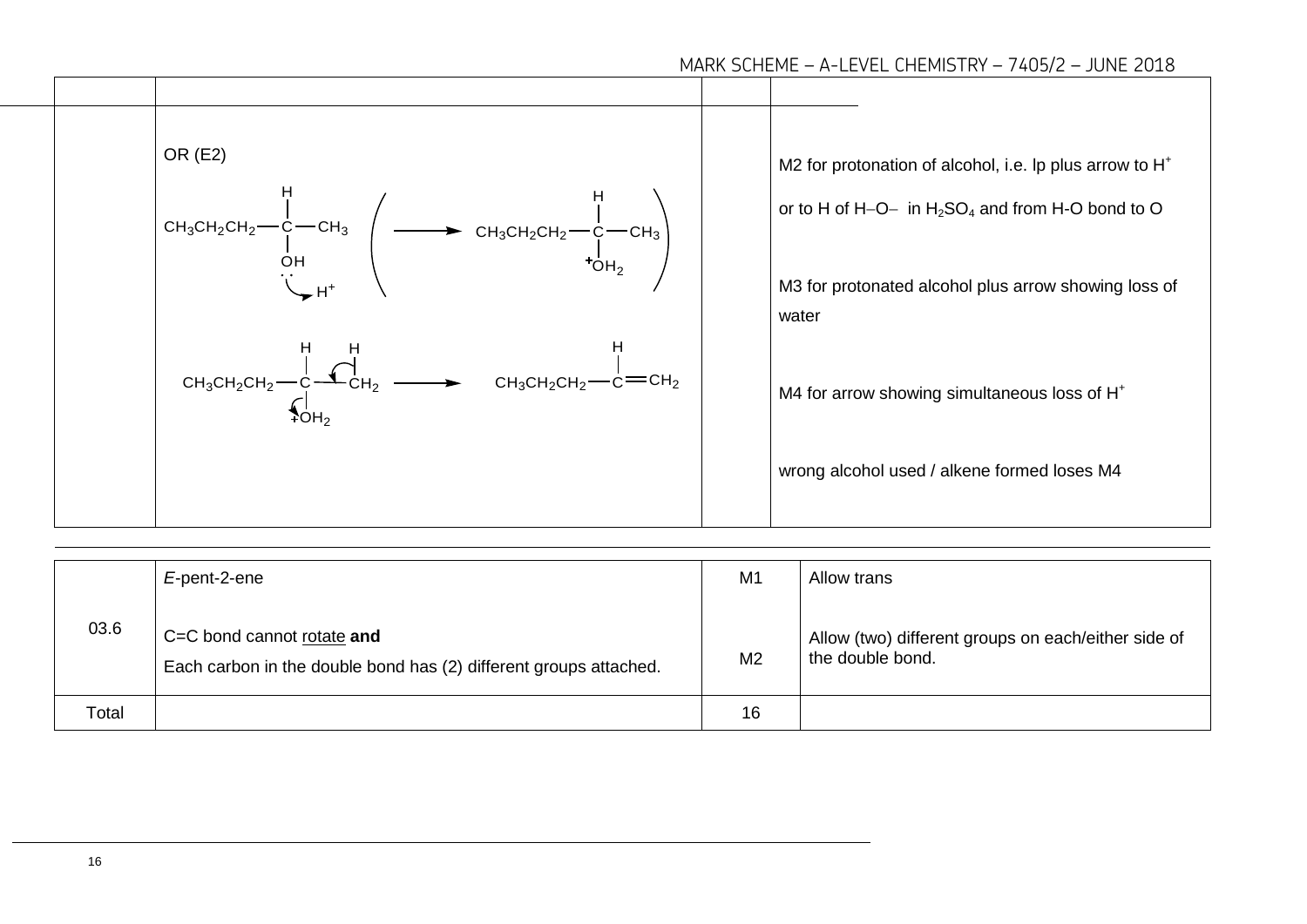| | | | |
|---|---|---|---|
| | OR (E2)<br><br>$CH_3CH_2CH_2—C(H)(OH)—CH_3$ with lone pair on O and curly arrow to $H^+$ $\left( \longrightarrow CH_3CH_2CH_2—C(H)(^{+}OH_2)—CH_3 \right)$<br><br>$CH_3CH_2CH_2—C(H)(^{+}OH_2)—CH_2(H)$ with curly arrows from C–H bond to C–C bond and from C–O bond to O $\longrightarrow CH_3CH_2CH_2—C(H)=CH_2$ | | M2 for protonation of alcohol, i.e. lp plus arrow to $H^+$<br><br>or to H of H–O– in $H_2SO_4$ and from H-O bond to O<br><br>M3 for protonated alcohol plus arrow showing loss of water<br><br>M4 for arrow showing simultaneous loss of $H^+$<br><br>wrong alcohol used / alkene formed loses M4 |

| | | | |
|---|---|---|---|
| 03.6 | *E*-pent-2-ene | M1 | Allow trans |
| | C=C bond cannot rotate **and**<br>Each carbon in the double bond has (2) different groups attached. | M2 | Allow (two) different groups on each/either side of the double bond. |
| Total | | 16 | |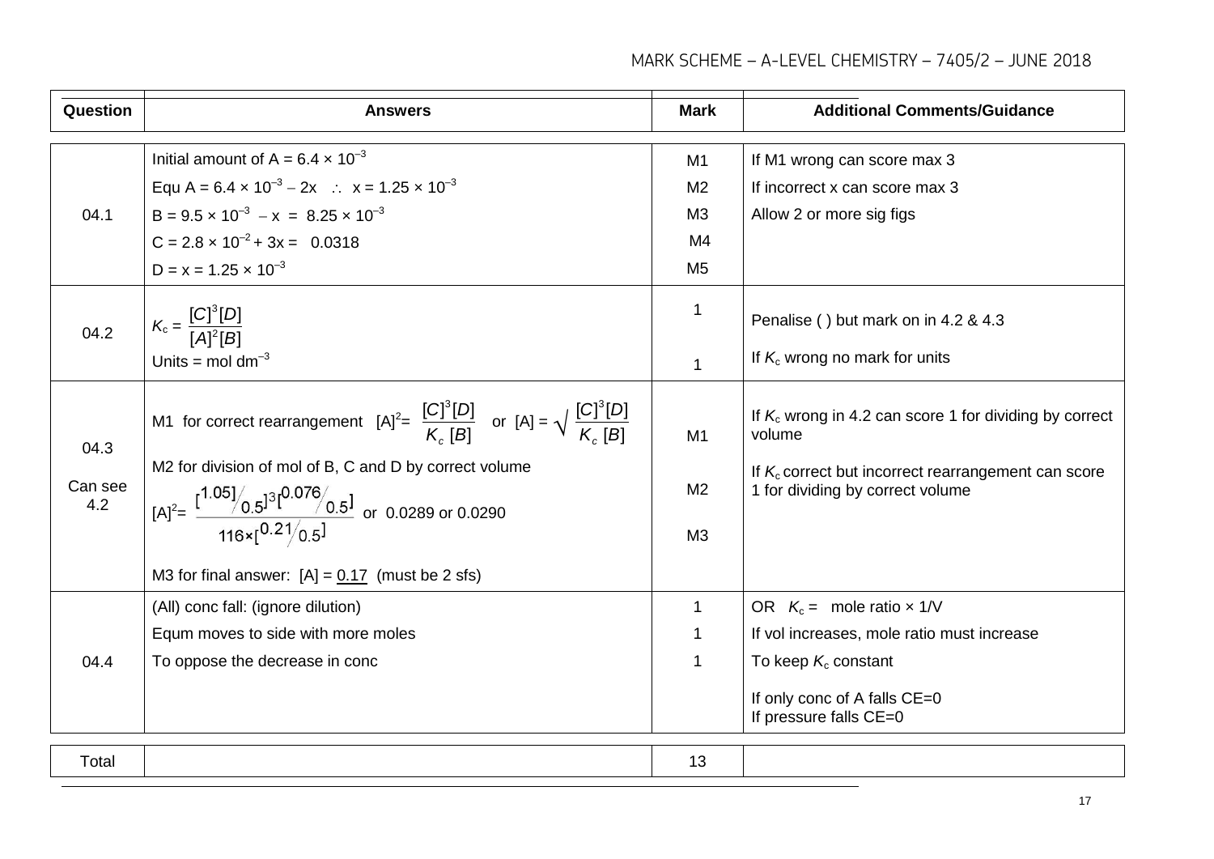| Question | Answers | Mark | Additional Comments/Guidance |
| --- | --- | --- | --- |
| 04.1 | Initial amount of A = $6.4 \times 10^{-3}$<br>Equ A = $6.4 \times 10^{-3} - 2x \quad \therefore \quad x = 1.25 \times 10^{-3}$<br>B = $9.5 \times 10^{-3} - x = 8.25 \times 10^{-3}$<br>C = $2.8 \times 10^{-2} + 3x = 0.0318$<br>D = $x = 1.25 \times 10^{-3}$ | M1<br>M2<br>M3<br>M4<br>M5 | If M1 wrong can score max 3<br>If incorrect x can score max 3<br>Allow 2 or more sig figs |
| 04.2 | $K_c = \dfrac{[C]^3[D]}{[A]^2[B]}$<br>Units = mol $dm^{-3}$ | 1<br><br>1 | Penalise ( ) but mark on in 4.2 & 4.3<br><br>If $K_c$ wrong no mark for units |
| 04.3<br><br>Can see 4.2 | M1 for correct rearrangement $[A]^2 = \dfrac{[C]^3[D]}{K_c\ [B]}$ or $[A] = \sqrt{\dfrac{[C]^3[D]}{K_c\ [B]}}$<br>M2 for division of mol of B, C and D by correct volume<br>$[A]^2 = \dfrac{[1.05/0.5]^3[0.076/0.5]}{116 \times [0.21/0.5]}$ or 0.0289 or 0.0290<br><br>M3 for final answer: [A] = <u>0.17</u> (must be 2 sfs) | M1<br><br>M2<br><br>M3 | If $K_c$ wrong in 4.2 can score 1 for dividing by correct volume<br><br>If $K_c$ correct but incorrect rearrangement can score 1 for dividing by correct volume |
| 04.4 | (All) conc fall: (ignore dilution)<br>Equm moves to side with more moles<br>To oppose the decrease in conc | 1<br>1<br>1 | OR $K_c$ = mole ratio × 1/V<br>If vol increases, mole ratio must increase<br>To keep $K_c$ constant<br><br>If only conc of A falls CE=0<br>If pressure falls CE=0 |
| Total | | 13 | |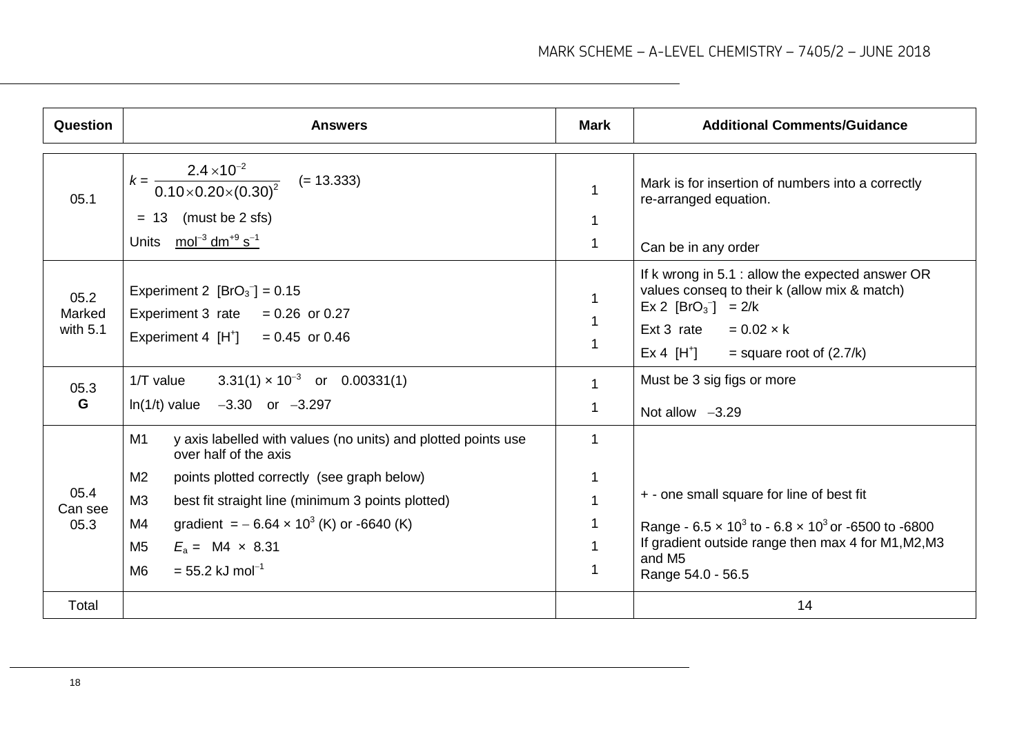| Question | Answers | Mark | Additional Comments/Guidance |
|---|---|---|---|
| 05.1 | $k = \dfrac{2.4 \times 10^{-2}}{0.10 \times 0.20 \times (0.30)^2}$ (= 13.333)<br>= 13 (must be 2 sfs)<br>Units <u>$mol^{-3}\ dm^{+9}\ s^{-1}$</u> | 1<br>1<br>1 | Mark is for insertion of numbers into a correctly re-arranged equation.<br>Can be in any order |
| 05.2 Marked with 5.1 | Experiment 2 $[BrO_3^-]$ = 0.15<br>Experiment 3 rate = 0.26 or 0.27<br>Experiment 4 $[H^+]$ = 0.45 or 0.46 | 1<br>1<br>1 | If k wrong in 5.1 : allow the expected answer OR values conseq to their k (allow mix & match)<br>Ex 2 $[BrO_3^-]$ = 2/k<br>Ext 3 rate = 0.02 × k<br>Ex 4 $[H^+]$ = square root of (2.7/k) |
| 05.3 **G** | 1/T value $3.31(1) \times 10^{-3}$ or 0.00331(1)<br>ln(1/t) value −3.30 or −3.297 | 1<br>1 | Must be 3 sig figs or more<br>Not allow −3.29 |
| 05.4 Can see 05.3 | M1 y axis labelled with values (no units) and plotted points use over half of the axis<br>M2 points plotted correctly (see graph below)<br>M3 best fit straight line (minimum 3 points plotted)<br>M4 gradient = $-6.64 \times 10^3$ (K) or -6640 (K)<br>M5 $E_a$ = M4 × 8.31<br>M6 = 55.2 kJ $mol^{-1}$ | 1<br>1<br>1<br>1<br>1<br>1 | + - one small square for line of best fit<br>Range - $6.5 \times 10^3$ to - $6.8 \times 10^3$ or -6500 to -6800<br>If gradient outside range then max 4 for M1,M2,M3 and M5<br>Range 54.0 - 56.5 |
| Total | | | 14 |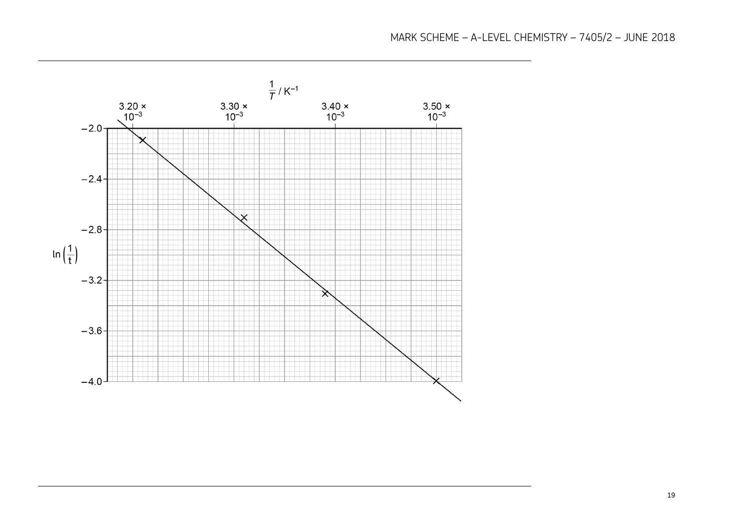$\frac{1}{T}$ / $K^{-1}$

| $\frac{1}{T}$ / $K^{-1}$ | $3.20 \times 10^{-3}$ | $3.30 \times 10^{-3}$ | $3.40 \times 10^{-3}$ | $3.50 \times 10^{-3}$ |
|---|---|---|---|---|

$\ln\left(\frac{1}{t}\right)$: −2.0, −2.4, −2.8, −3.2, −3.6, −4.0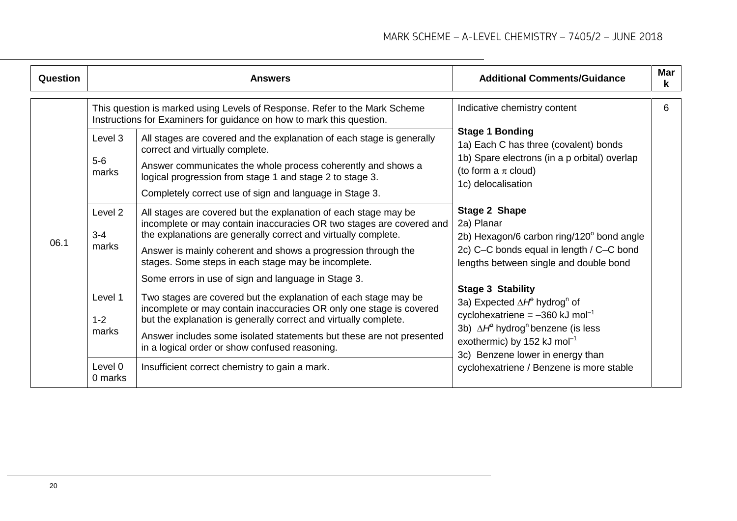| Question | Answers | | Additional Comments/Guidance | Mark |
|---|---|---|---|---|
| 06.1 | This question is marked using Levels of Response. Refer to the Mark Scheme Instructions for Examiners for guidance on how to mark this question. | | Indicative chemistry content<br><br>**Stage 1 Bonding**<br>1a) Each C has three (covalent) bonds<br>1b) Spare electrons (in a p orbital) overlap (to form a $\pi$ cloud)<br>1c) delocalisation<br><br>**Stage 2 Shape**<br>2a) Planar<br>2b) Hexagon/6 carbon ring/120$^{o}$ bond angle<br>2c) C–C bonds equal in length / C–C bond lengths between single and double bond<br><br>**Stage 3 Stability**<br>3a) Expected $\Delta H^{\circ}$ hydrog$^{n}$ of cyclohexatriene = –360 kJ mol$^{-1}$<br>3b) $\Delta H^{\circ}$ hydrog$^{n}$ benzene (is less exothermic) by 152 kJ mol$^{-1}$<br>3c) Benzene lower in energy than cyclohexatriene / Benzene is more stable | 6 |
| | Level 3<br><br>5-6 marks | All stages are covered and the explanation of each stage is generally correct and virtually complete.<br><br>Answer communicates the whole process coherently and shows a logical progression from stage 1 and stage 2 to stage 3.<br><br>Completely correct use of sign and language in Stage 3. | | |
| | Level 2<br><br>3-4 marks | All stages are covered but the explanation of each stage may be incomplete or may contain inaccuracies OR two stages are covered and the explanations are generally correct and virtually complete.<br><br>Answer is mainly coherent and shows a progression through the stages. Some steps in each stage may be incomplete.<br><br>Some errors in use of sign and language in Stage 3. | | |
| | Level 1<br><br>1-2 marks | Two stages are covered but the explanation of each stage may be incomplete or may contain inaccuracies OR only one stage is covered but the explanation is generally correct and virtually complete.<br><br>Answer includes some isolated statements but these are not presented in a logical order or show confused reasoning. | | |
| | Level 0<br>0 marks | Insufficient correct chemistry to gain a mark. | | |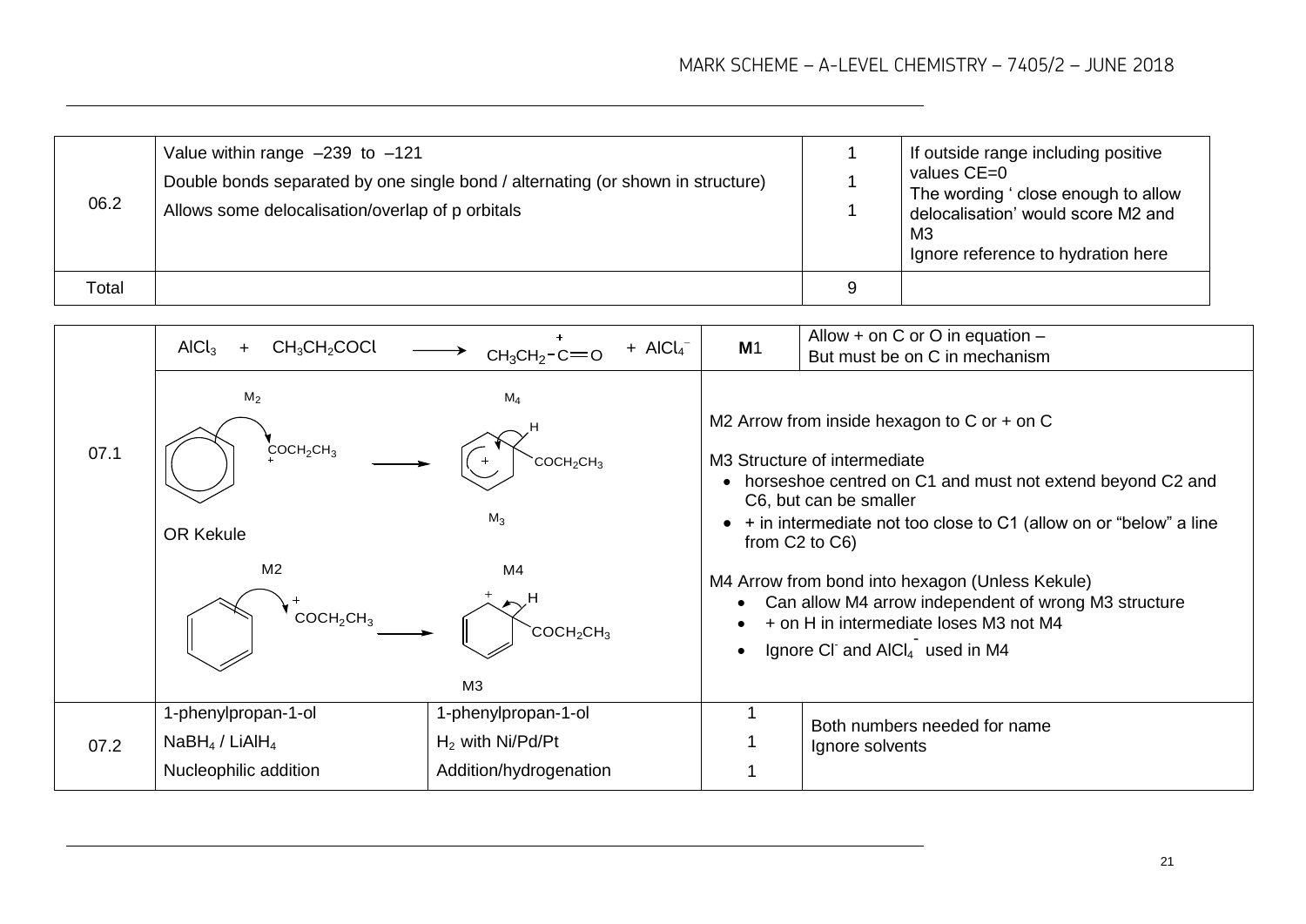| | | | |
|---|---|---|---|
| 06.2 | Value within range –239 to –121<br>Double bonds separated by one single bond / alternating (or shown in structure)<br>Allows some delocalisation/overlap of p orbitals | 1<br>1<br>1 | If outside range including positive values CE=0<br>The wording ' close enough to allow delocalisation' would score M2 and M3<br>Ignore reference to hydration here |
| Total | | 9 | |

| | | | | |
|---|---|---|---|---|
| 07.1 | $AlCl_3$ + $CH_3CH_2COCl$ ⟶ $CH_3CH_2-\overset{+}{C}=O$ + $AlCl_4^-$ | | **M**1 | Allow + on C or O in equation – But must be on C in mechanism |
| | M2: arrow from benzene to $\overset{+}{C}OCH_2CH_3$ ⟶ M4/M3: intermediate with H and $COCH_2CH_3$<br>OR Kekule<br>M2: arrow from Kekule benzene to $\overset{+}{C}OCH_2CH_3$ ⟶ M4/M3: intermediate with H and $COCH_2CH_3$ | | | M2 Arrow from inside hexagon to C or + on C<br>M3 Structure of intermediate<br>• horseshoe centred on C1 and must not extend beyond C2 and C6, but can be smaller<br>• + in intermediate not too close to C1 (allow on or "below" a line from C2 to C6)<br>M4 Arrow from bond into hexagon (Unless Kekule)<br>• Can allow M4 arrow independent of wrong M3 structure<br>• + on H in intermediate loses M3 not M4<br>• Ignore $Cl^-$ and $AlCl_4^-$ used in M4 |
| 07.2 | 1-phenylpropan-1-ol<br>$NaBH_4$ / $LiAlH_4$<br>Nucleophilic addition | 1-phenylpropan-1-ol<br>$H_2$ with Ni/Pd/Pt<br>Addition/hydrogenation | 1<br>1<br>1 | Both numbers needed for name<br>Ignore solvents |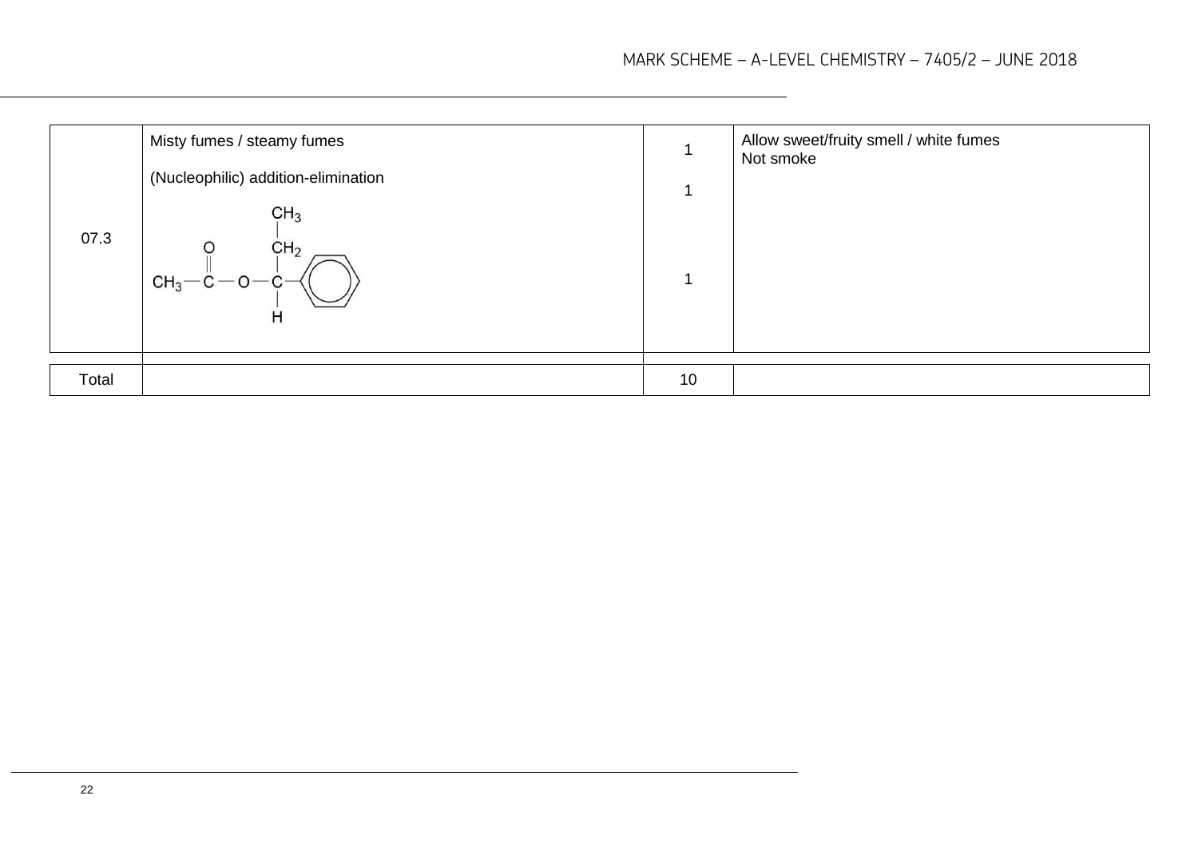| | | | |
|---|---|---|---|
| 07.3 | Misty fumes / steamy fumes<br><br>(Nucleophilic) addition-elimination<br><br>$CH_3-C(=O)-O-CH(CH_2CH_3)-C_6H_5$ | 1<br><br>1<br><br>1 | Allow sweet/fruity smell / white fumes<br>Not smoke |
| Total | | 10 | |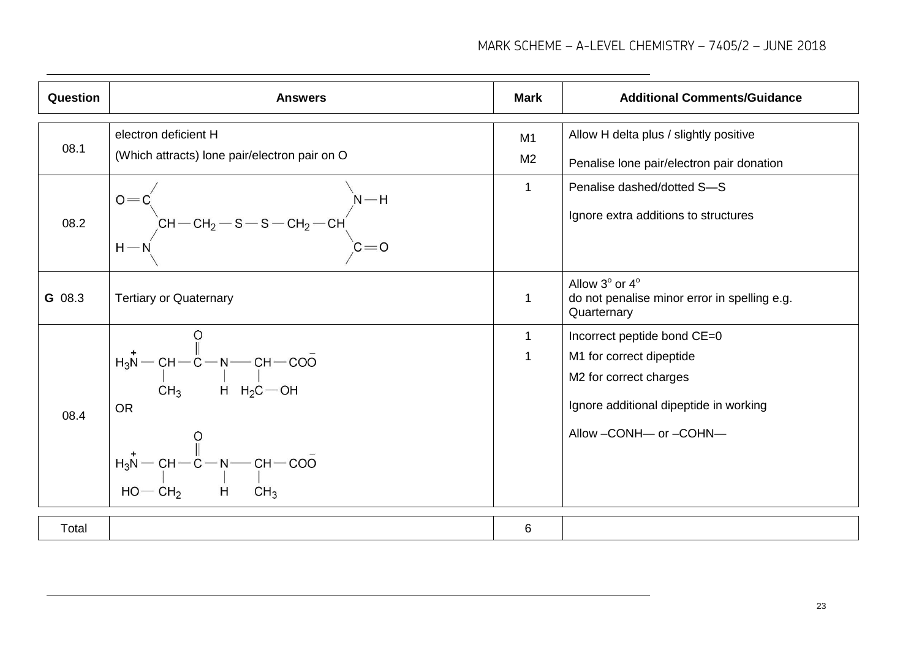| Question | Answers | Mark | Additional Comments/Guidance |
|---|---|---|---|
| 08.1 | electron deficient H<br>(Which attracts) lone pair/electron pair on O | M1<br>M2 | Allow H delta plus / slightly positive<br>Penalise lone pair/electron pair donation |
| 08.2 | $O{=}C$, $H{-}N$ — $CH{-}CH_2{-}S{-}S{-}CH_2{-}CH$ — $N{-}H$, $C{=}O$ | 1 | Penalise dashed/dotted S—S<br>Ignore extra additions to structures |
| **G** 08.3 | Tertiary or Quaternary | 1 | Allow 3° or 4°<br>do not penalise minor error in spelling e.g. Quarternary |
| 08.4 | $H_3\overset{+}{N}{-}CH(CH_3){-}C({=}O){-}N(H){-}CH(CH_2OH){-}COO^-$<br>OR<br>$H_3\overset{+}{N}{-}CH(CH_2OH){-}C({=}O){-}N(H){-}CH(CH_3){-}COO^-$ | 1<br>1 | Incorrect peptide bond CE=0<br>M1 for correct dipeptide<br>M2 for correct charges<br>Ignore additional dipeptide in working<br>Allow –CONH— or –COHN— |
| Total | | 6 | |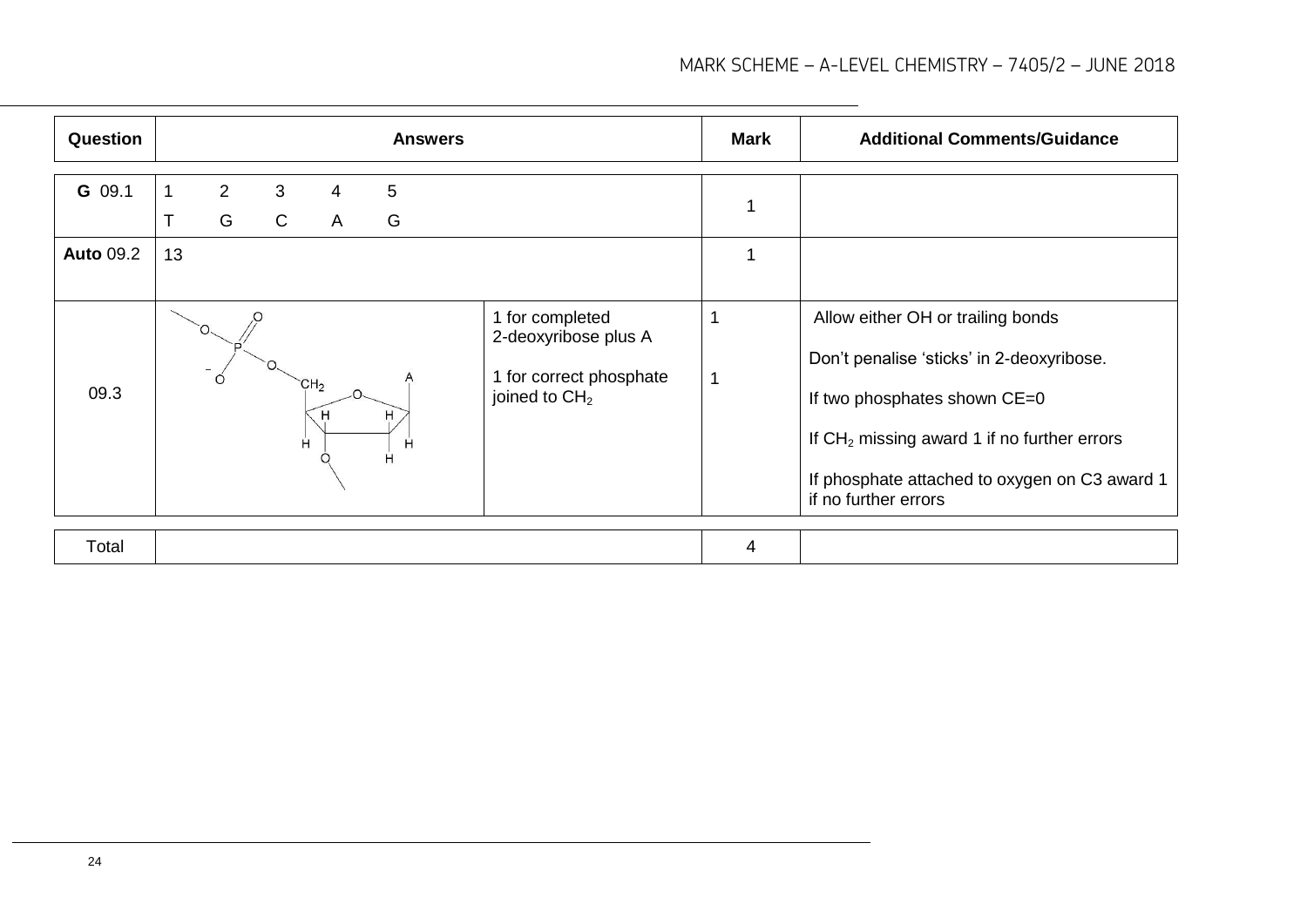| Question | Answers | | Mark | Additional Comments/Guidance |
|---|---|---|---|---|
| **G** 09.1 | 1 2 3 4 5<br>T G C A G | | 1 | |
| **Auto** 09.2 | 13 | | 1 | |
| 09.3 | | 1 for completed 2-deoxyribose plus A<br><br>1 for correct phosphate joined to $CH_2$ | 1<br><br>1 | Allow either OH or trailing bonds<br><br>Don't penalise 'sticks' in 2-deoxyribose.<br><br>If two phosphates shown CE=0<br><br>If $CH_2$ missing award 1 if no further errors<br><br>If phosphate attached to oxygen on C3 award 1 if no further errors |
| Total | | | 4 | |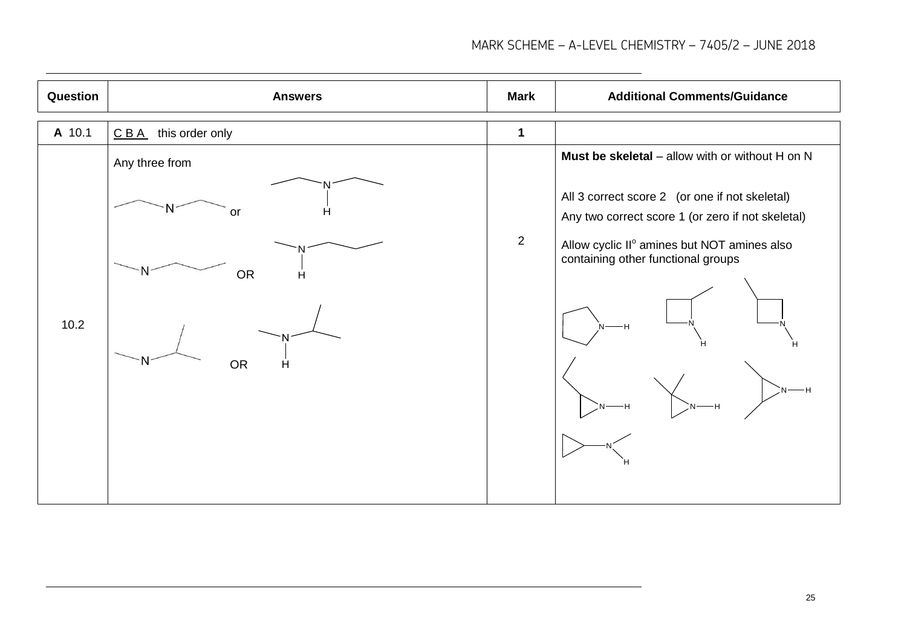| Question | Answers | Mark | Additional Comments/Guidance |
|---|---|---|---|
| **A** 10.1 | C B A this order only | **1** | |
| 10.2 | Any three from<br>(skeletal structures of diethylamine) or (with H on N)<br>(skeletal structures of methylpropylamine) OR (with H on N)<br>(skeletal structures of methylisopropylamine) OR (with H on N) | 2 | **Must be skeletal** – allow with or without H on N<br><br>All 3 correct score 2 (or one if not skeletal)<br>Any two correct score 1 (or zero if not skeletal)<br><br>Allow cyclic II$^{o}$ amines but NOT amines also containing other functional groups<br>(skeletal structures of cyclic secondary amines) |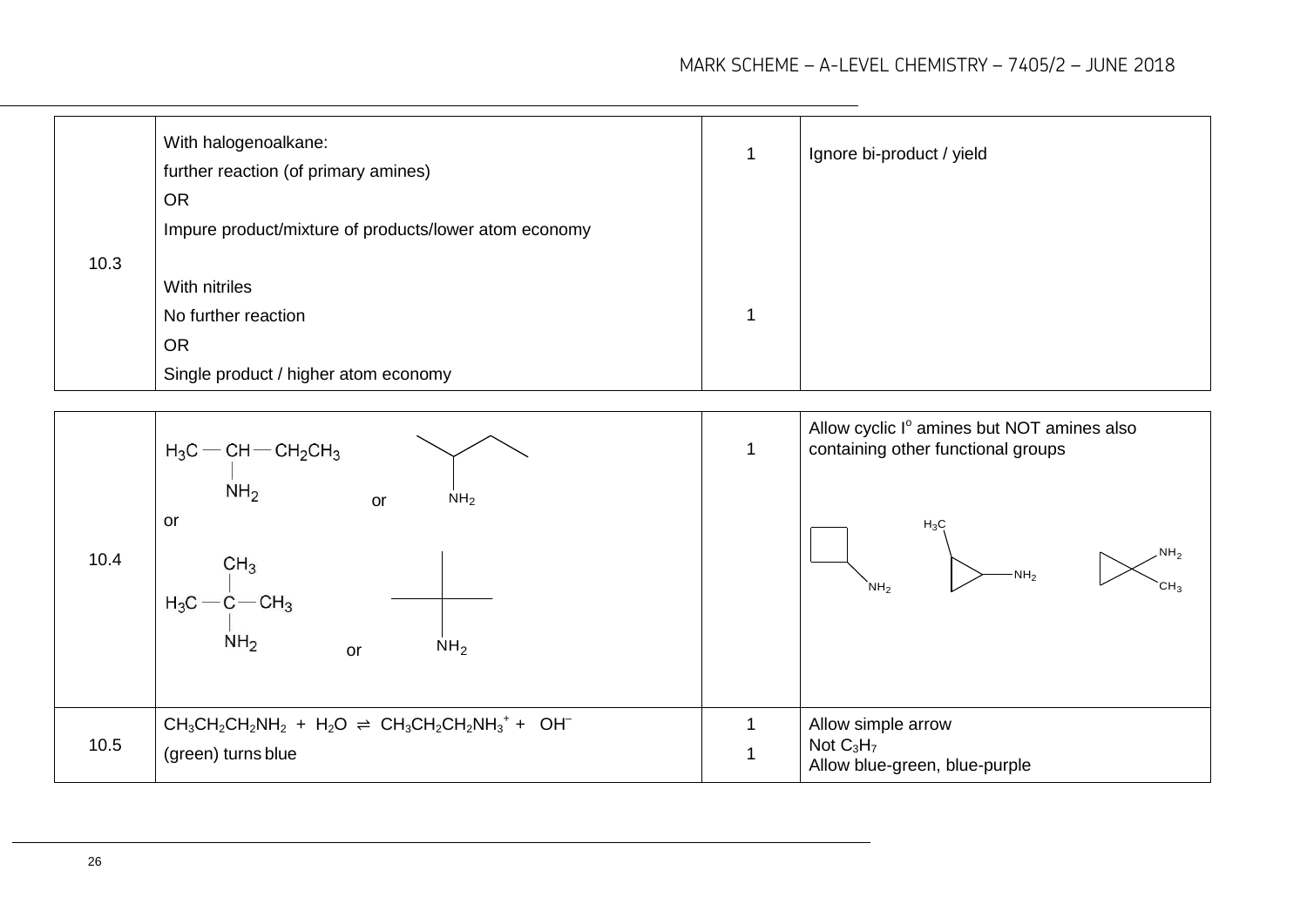| | | | |
|---|---|---|---|
| 10.3 | With halogenoalkane:<br>further reaction (of primary amines)<br>OR<br>Impure product/mixture of products/lower atom economy<br><br>With nitriles<br>No further reaction<br>OR<br>Single product / higher atom economy | 1<br><br><br><br><br><br>1 | Ignore bi-product / yield |
| 10.4 | $H_3C — CH — CH_2CH_3$ (with $NH_2$ on CH) or skeletal formula with $NH_2$<br>or<br>$H_3C — C(CH_3)(NH_2) — CH_3$ or skeletal formula with $NH_2$ | 1 | Allow cyclic I$^o$ amines but NOT amines also containing other functional groups<br>(cyclobutyl with $NH_2$; cyclopropyl with $H_3C$ and $NH_2$; cyclopropyl with $NH_2$ and $CH_3$ on same carbon) |
| 10.5 | $CH_3CH_2CH_2NH_2$ + $H_2O$ ⇌ $CH_3CH_2CH_2NH_3^+$ + $OH^−$<br>(green) turns blue | 1<br>1 | Allow simple arrow<br>Not $C_3H_7$<br>Allow blue-green, blue-purple |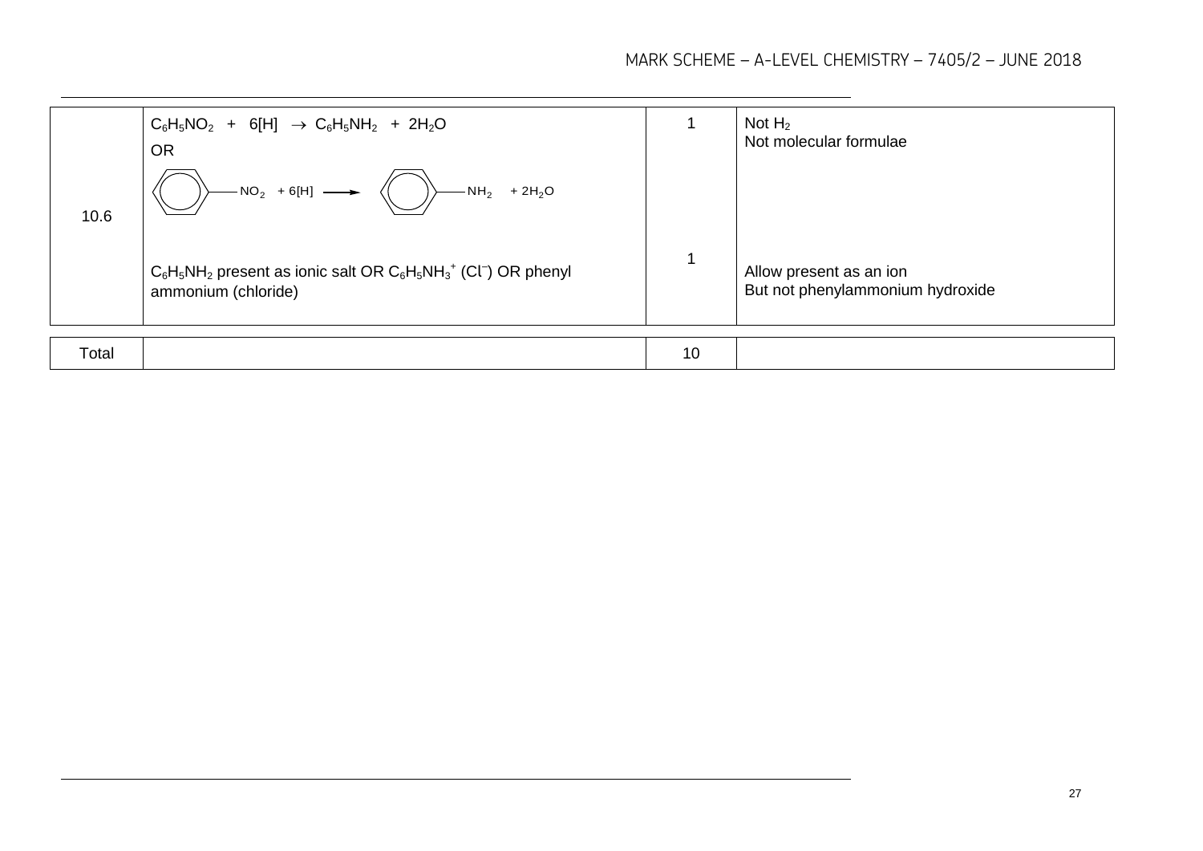| | | | |
|---|---|---|---|
| 10.6 | $C_6H_5NO_2$ + 6[H] $\rightarrow$ $C_6H_5NH_2$ + $2H_2O$<br>OR<br>(benzene ring)–$NO_2$ + 6[H] $\longrightarrow$ (benzene ring)–$NH_2$ + $2H_2O$ | 1 | Not $H_2$<br>Not molecular formulae |
| | $C_6H_5NH_2$ present as ionic salt OR $C_6H_5NH_3^+$ ($Cl^-$) OR phenyl ammonium (chloride) | 1 | Allow present as an ion<br>But not phenylammonium hydroxide |
| Total | | 10 | |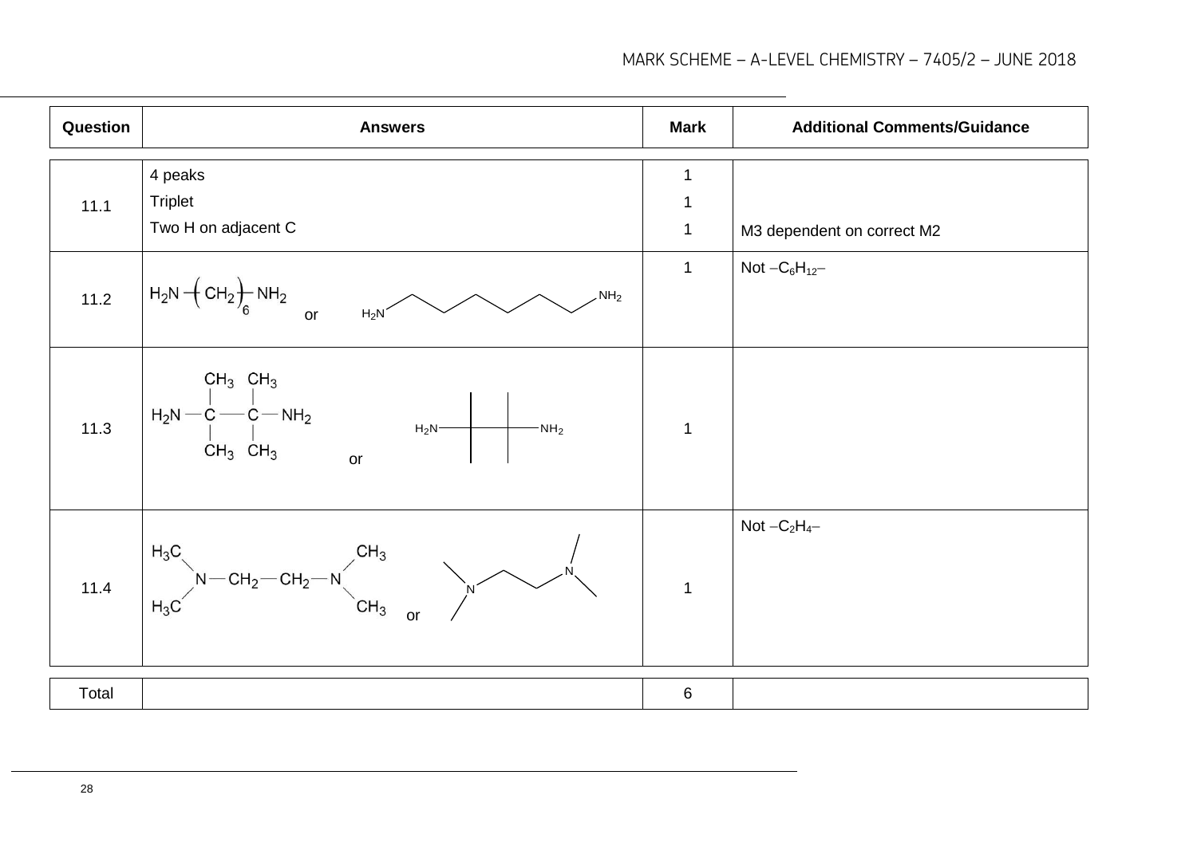| Question | Answers | Mark | Additional Comments/Guidance |
| --- | --- | --- | --- |
| 11.1 | 4 peaks<br>Triplet<br>Two H on adjacent C | 1<br>1<br>1 | <br><br>M3 dependent on correct M2 |
| 11.2 | $H_2N-(CH_2)_6-NH_2$ or $H_2N$–skeletal chain of 6 C–$NH_2$ | 1 | Not $-C_6H_{12}-$ |
| 11.3 | $H_2N-C(CH_3)_2-C(CH_3)_2-NH_2$ or $H_2N$–skeletal structure–$NH_2$ | 1 | |
| 11.4 | $(H_3C)_2N-CH_2-CH_2-N(CH_3)_2$ or skeletal structure with two N | 1 | Not $-C_2H_4-$ |
| Total | | 6 | |